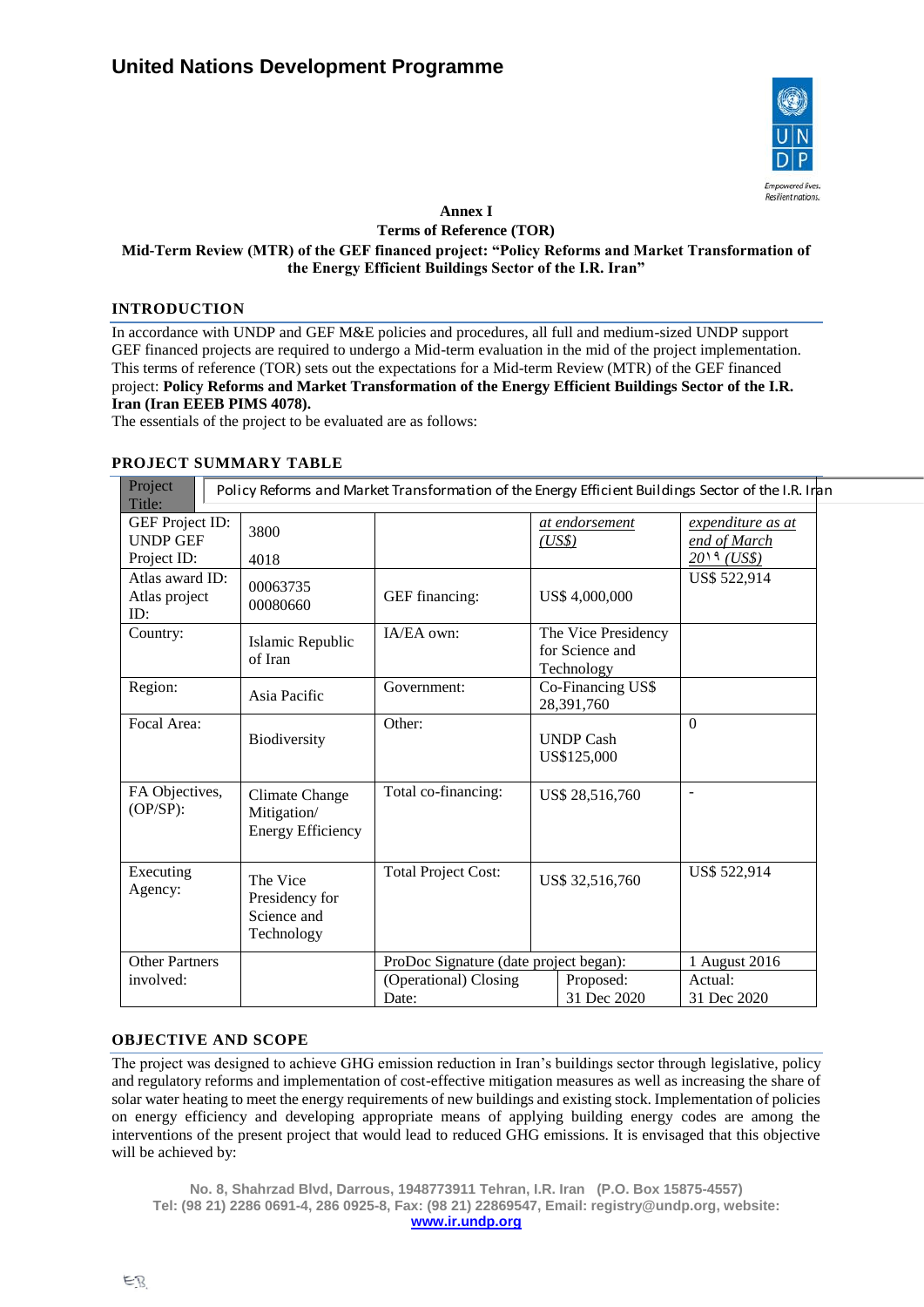# United Nations Development Programme

**Annex I**
**Terms of Reference (TOR)**
**Mid-Term Review (MTR) of the GEF financed project: "Policy Reforms and Market Transformation of the Energy Efficient Buildings Sector of the I.R. Iran"**

## INTRODUCTION

In accordance with UNDP and GEF M&E policies and procedures, all full and medium-sized UNDP support GEF financed projects are required to undergo a Mid-term evaluation in the mid of the project implementation. This terms of reference (TOR) sets out the expectations for a Mid-term Review (MTR) of the GEF financed project: **Policy Reforms and Market Transformation of the Energy Efficient Buildings Sector of the I.R. Iran (Iran EEEB PIMS 4078).**
The essentials of the project to be evaluated are as follows:

## PROJECT SUMMARY TABLE

| Project Title: | Policy Reforms and Market Transformation of the Energy Efficient Buildings Sector of the I.R. Iran | | | |
|---|---|---|---|---|
| GEF Project ID: UNDP GEF Project ID: | 3800<br>4018 | | *at endorsement (US$)* | *expenditure as at end of March 20١٩ (US$)* |
| Atlas award ID: Atlas project ID: | 00063735<br>00080660 | GEF financing: | US$ 4,000,000 | US$ 522,914 |
| Country: | Islamic Republic of Iran | IA/EA own: | The Vice Presidency for Science and Technology | |
| Region: | Asia Pacific | Government: | Co-Financing US$ 28,391,760 | |
| Focal Area: | Biodiversity | Other: | UNDP Cash US$125,000 | 0 |
| FA Objectives, (OP/SP): | Climate Change Mitigation/ Energy Efficiency | Total co-financing: | US$ 28,516,760 | - |
| Executing Agency: | The Vice Presidency for Science and Technology | Total Project Cost: | US$ 32,516,760 | US$ 522,914 |
| Other Partners involved: | | ProDoc Signature (date project began): | | 1 August 2016 |
| | | (Operational) Closing Date: | Proposed: 31 Dec 2020 | Actual: 31 Dec 2020 |

## OBJECTIVE AND SCOPE

The project was designed to achieve GHG emission reduction in Iran's buildings sector through legislative, policy and regulatory reforms and implementation of cost-effective mitigation measures as well as increasing the share of solar water heating to meet the energy requirements of new buildings and existing stock. Implementation of policies on energy efficiency and developing appropriate means of applying building energy codes are among the interventions of the present project that would lead to reduced GHG emissions. It is envisaged that this objective will be achieved by: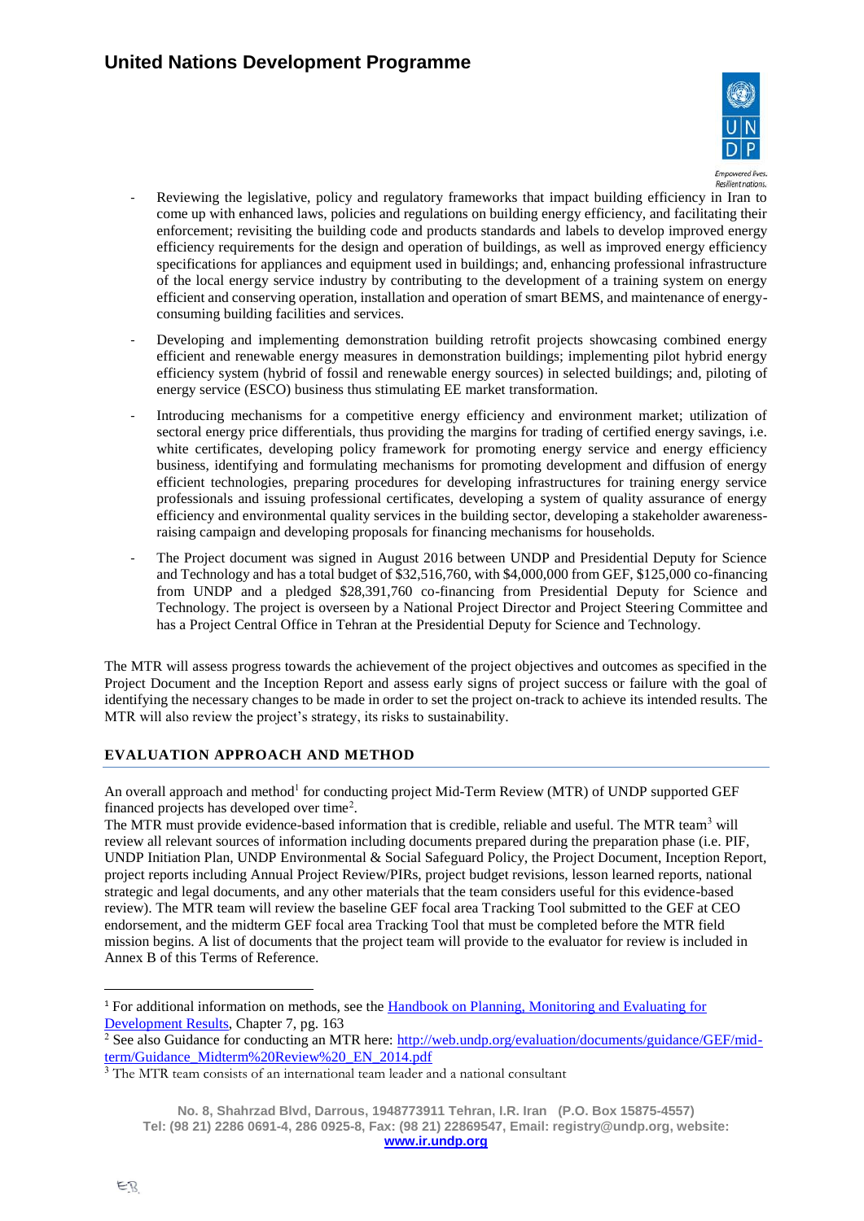- Reviewing the legislative, policy and regulatory frameworks that impact building efficiency in Iran to come up with enhanced laws, policies and regulations on building energy efficiency, and facilitating their enforcement; revisiting the building code and products standards and labels to develop improved energy efficiency requirements for the design and operation of buildings, as well as improved energy efficiency specifications for appliances and equipment used in buildings; and, enhancing professional infrastructure of the local energy service industry by contributing to the development of a training system on energy efficient and conserving operation, installation and operation of smart BEMS, and maintenance of energy-consuming building facilities and services.
- Developing and implementing demonstration building retrofit projects showcasing combined energy efficient and renewable energy measures in demonstration buildings; implementing pilot hybrid energy efficiency system (hybrid of fossil and renewable energy sources) in selected buildings; and, piloting of energy service (ESCO) business thus stimulating EE market transformation.
- Introducing mechanisms for a competitive energy efficiency and environment market; utilization of sectoral energy price differentials, thus providing the margins for trading of certified energy savings, i.e. white certificates, developing policy framework for promoting energy service and energy efficiency business, identifying and formulating mechanisms for promoting development and diffusion of energy efficient technologies, preparing procedures for developing infrastructures for training energy service professionals and issuing professional certificates, developing a system of quality assurance of energy efficiency and environmental quality services in the building sector, developing a stakeholder awareness-raising campaign and developing proposals for financing mechanisms for households.
- The Project document was signed in August 2016 between UNDP and Presidential Deputy for Science and Technology and has a total budget of $32,516,760, with $4,000,000 from GEF, $125,000 co-financing from UNDP and a pledged $28,391,760 co-financing from Presidential Deputy for Science and Technology. The project is overseen by a National Project Director and Project Steering Committee and has a Project Central Office in Tehran at the Presidential Deputy for Science and Technology.

The MTR will assess progress towards the achievement of the project objectives and outcomes as specified in the Project Document and the Inception Report and assess early signs of project success or failure with the goal of identifying the necessary changes to be made in order to set the project on-track to achieve its intended results. The MTR will also review the project's strategy, its risks to sustainability.

## EVALUATION APPROACH AND METHOD

An overall approach and method[1] for conducting project Mid-Term Review (MTR) of UNDP supported GEF financed projects has developed over time[2].

The MTR must provide evidence-based information that is credible, reliable and useful. The MTR team[3] will review all relevant sources of information including documents prepared during the preparation phase (i.e. PIF, UNDP Initiation Plan, UNDP Environmental & Social Safeguard Policy, the Project Document, Inception Report, project reports including Annual Project Review/PIRs, project budget revisions, lesson learned reports, national strategic and legal documents, and any other materials that the team considers useful for this evidence-based review). The MTR team will review the baseline GEF focal area Tracking Tool submitted to the GEF at CEO endorsement, and the midterm GEF focal area Tracking Tool that must be completed before the MTR field mission begins. A list of documents that the project team will provide to the evaluator for review is included in Annex B of this Terms of Reference.

---

[1] For additional information on methods, see the Handbook on Planning, Monitoring and Evaluating for Development Results, Chapter 7, pg. 163

[2] See also Guidance for conducting an MTR here: http://web.undp.org/evaluation/documents/guidance/GEF/mid-term/Guidance_Midterm%20Review%20_EN_2014.pdf

[3] The MTR team consists of an international team leader and a national consultant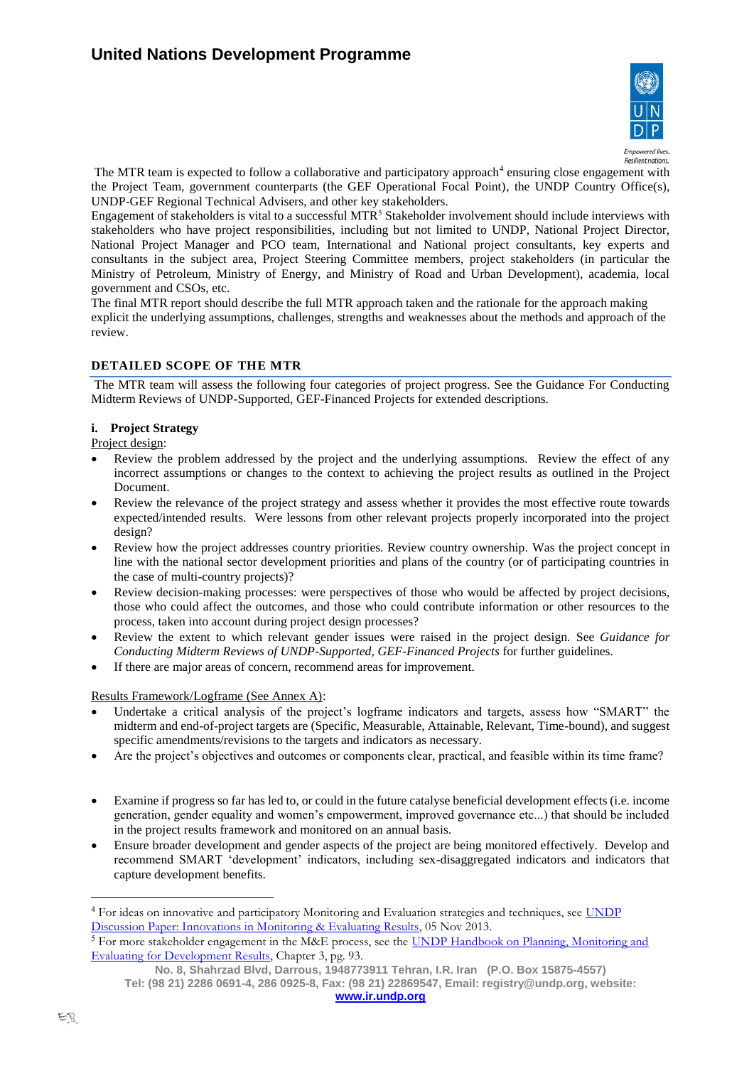The MTR team is expected to follow a collaborative and participatory approach[4] ensuring close engagement with the Project Team, government counterparts (the GEF Operational Focal Point), the UNDP Country Office(s), UNDP-GEF Regional Technical Advisers, and other key stakeholders.

Engagement of stakeholders is vital to a successful MTR[5] Stakeholder involvement should include interviews with stakeholders who have project responsibilities, including but not limited to UNDP, National Project Director, National Project Manager and PCO team, International and National project consultants, key experts and consultants in the subject area, Project Steering Committee members, project stakeholders (in particular the Ministry of Petroleum, Ministry of Energy, and Ministry of Road and Urban Development), academia, local government and CSOs, etc.

The final MTR report should describe the full MTR approach taken and the rationale for the approach making explicit the underlying assumptions, challenges, strengths and weaknesses about the methods and approach of the review.

## DETAILED SCOPE OF THE MTR

The MTR team will assess the following four categories of project progress. See the Guidance For Conducting Midterm Reviews of UNDP-Supported, GEF-Financed Projects for extended descriptions.

### i. Project Strategy

Project design:

- Review the problem addressed by the project and the underlying assumptions. Review the effect of any incorrect assumptions or changes to the context to achieving the project results as outlined in the Project Document.
- Review the relevance of the project strategy and assess whether it provides the most effective route towards expected/intended results. Were lessons from other relevant projects properly incorporated into the project design?
- Review how the project addresses country priorities. Review country ownership. Was the project concept in line with the national sector development priorities and plans of the country (or of participating countries in the case of multi-country projects)?
- Review decision-making processes: were perspectives of those who would be affected by project decisions, those who could affect the outcomes, and those who could contribute information or other resources to the process, taken into account during project design processes?
- Review the extent to which relevant gender issues were raised in the project design. See *Guidance for Conducting Midterm Reviews of UNDP-Supported, GEF-Financed Projects* for further guidelines.
- If there are major areas of concern, recommend areas for improvement.

Results Framework/Logframe (See Annex A):

- Undertake a critical analysis of the project's logframe indicators and targets, assess how "SMART" the midterm and end-of-project targets are (Specific, Measurable, Attainable, Relevant, Time-bound), and suggest specific amendments/revisions to the targets and indicators as necessary.
- Are the project's objectives and outcomes or components clear, practical, and feasible within its time frame?

- Examine if progress so far has led to, or could in the future catalyse beneficial development effects (i.e. income generation, gender equality and women's empowerment, improved governance etc...) that should be included in the project results framework and monitored on an annual basis.
- Ensure broader development and gender aspects of the project are being monitored effectively. Develop and recommend SMART 'development' indicators, including sex-disaggregated indicators and indicators that capture development benefits.

---

[4] For ideas on innovative and participatory Monitoring and Evaluation strategies and techniques, see UNDP Discussion Paper: Innovations in Monitoring & Evaluating Results, 05 Nov 2013.

[5] For more stakeholder engagement in the M&E process, see the UNDP Handbook on Planning, Monitoring and Evaluating for Development Results, Chapter 3, pg. 93.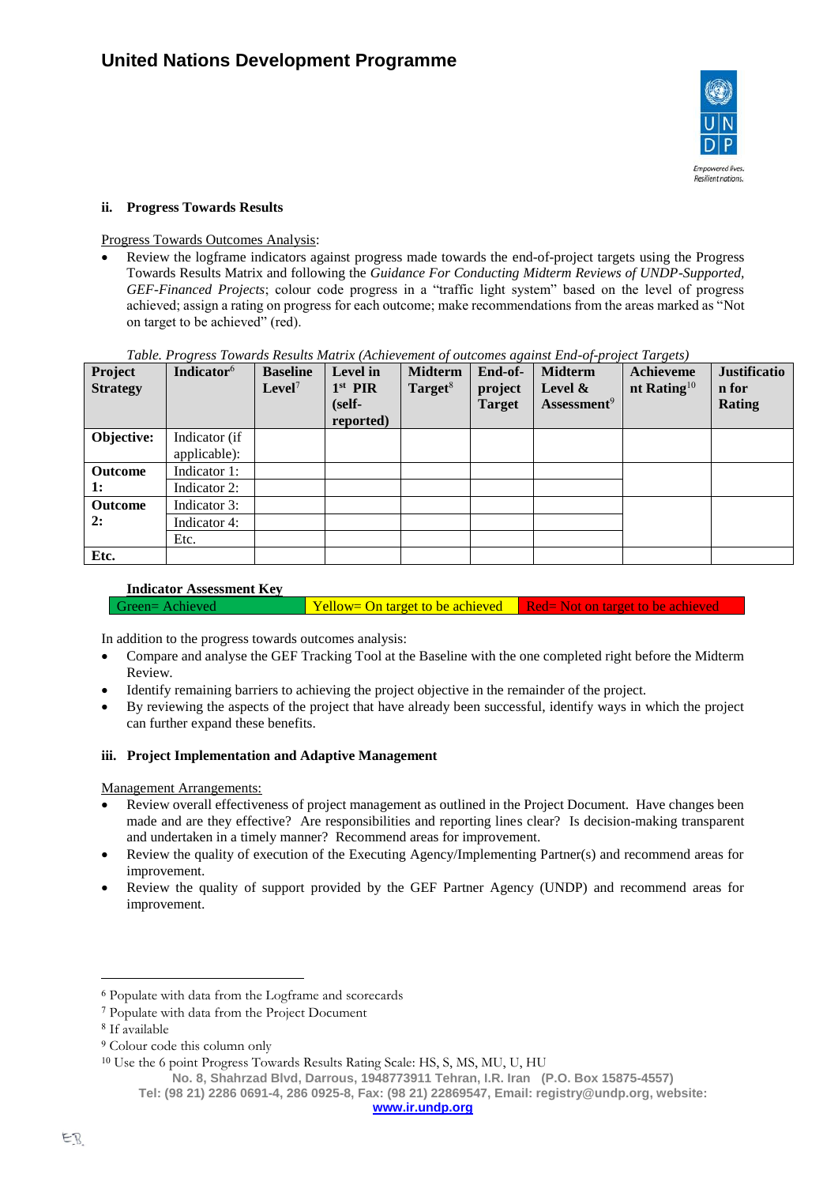## ii. Progress Towards Results

Progress Towards Outcomes Analysis:

- Review the logframe indicators against progress made towards the end-of-project targets using the Progress Towards Results Matrix and following the *Guidance For Conducting Midterm Reviews of UNDP-Supported, GEF-Financed Projects*; colour code progress in a "traffic light system" based on the level of progress achieved; assign a rating on progress for each outcome; make recommendations from the areas marked as "Not on target to be achieved" (red).

*Table. Progress Towards Results Matrix (Achievement of outcomes against End-of-project Targets)*

| Project Strategy | Indicator[6] | Baseline Level[7] | Level in 1st PIR (self-reported) | Midterm Target[8] | End-of-project Target | Midterm Level & Assessment[9] | Achievement Rating[10] | Justification for Rating |
|---|---|---|---|---|---|---|---|---|
| **Objective:** | Indicator (if applicable): | | | | | | | |
| **Outcome 1:** | Indicator 1: | | | | | | | |
| | Indicator 2: | | | | | | | |
| **Outcome 2:** | Indicator 3: | | | | | | | |
| | Indicator 4: | | | | | | | |
| | Etc. | | | | | | | |
| **Etc.** | | | | | | | | |

**Indicator Assessment Key**

| Green= Achieved | Yellow= On target to be achieved | Red= Not on target to be achieved |
|---|---|---|

In addition to the progress towards outcomes analysis:

- Compare and analyse the GEF Tracking Tool at the Baseline with the one completed right before the Midterm Review.
- Identify remaining barriers to achieving the project objective in the remainder of the project.
- By reviewing the aspects of the project that have already been successful, identify ways in which the project can further expand these benefits.

## iii. Project Implementation and Adaptive Management

Management Arrangements:

- Review overall effectiveness of project management as outlined in the Project Document. Have changes been made and are they effective? Are responsibilities and reporting lines clear? Is decision-making transparent and undertaken in a timely manner? Recommend areas for improvement.
- Review the quality of execution of the Executing Agency/Implementing Partner(s) and recommend areas for improvement.
- Review the quality of support provided by the GEF Partner Agency (UNDP) and recommend areas for improvement.

---

[6] Populate with data from the Logframe and scorecards

[7] Populate with data from the Project Document

[8] If available

[9] Colour code this column only

[10] Use the 6 point Progress Towards Results Rating Scale: HS, S, MS, MU, U, HU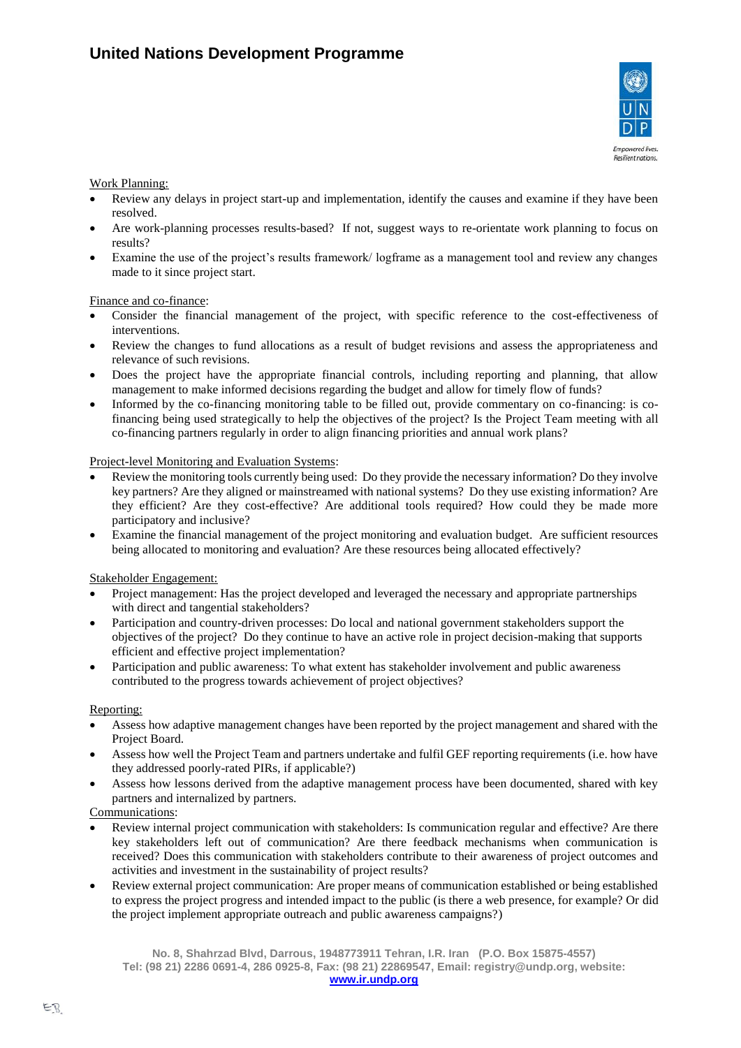Work Planning:

- Review any delays in project start-up and implementation, identify the causes and examine if they have been resolved.
- Are work-planning processes results-based? If not, suggest ways to re-orientate work planning to focus on results?
- Examine the use of the project's results framework/ logframe as a management tool and review any changes made to it since project start.

Finance and co-finance:

- Consider the financial management of the project, with specific reference to the cost-effectiveness of interventions.
- Review the changes to fund allocations as a result of budget revisions and assess the appropriateness and relevance of such revisions.
- Does the project have the appropriate financial controls, including reporting and planning, that allow management to make informed decisions regarding the budget and allow for timely flow of funds?
- Informed by the co-financing monitoring table to be filled out, provide commentary on co-financing: is co-financing being used strategically to help the objectives of the project? Is the Project Team meeting with all co-financing partners regularly in order to align financing priorities and annual work plans?

Project-level Monitoring and Evaluation Systems:

- Review the monitoring tools currently being used: Do they provide the necessary information? Do they involve key partners? Are they aligned or mainstreamed with national systems? Do they use existing information? Are they efficient? Are they cost-effective? Are additional tools required? How could they be made more participatory and inclusive?
- Examine the financial management of the project monitoring and evaluation budget. Are sufficient resources being allocated to monitoring and evaluation? Are these resources being allocated effectively?

Stakeholder Engagement:

- Project management: Has the project developed and leveraged the necessary and appropriate partnerships with direct and tangential stakeholders?
- Participation and country-driven processes: Do local and national government stakeholders support the objectives of the project? Do they continue to have an active role in project decision-making that supports efficient and effective project implementation?
- Participation and public awareness: To what extent has stakeholder involvement and public awareness contributed to the progress towards achievement of project objectives?

Reporting:

- Assess how adaptive management changes have been reported by the project management and shared with the Project Board.
- Assess how well the Project Team and partners undertake and fulfil GEF reporting requirements (i.e. how have they addressed poorly-rated PIRs, if applicable?)
- Assess how lessons derived from the adaptive management process have been documented, shared with key partners and internalized by partners.

Communications:

- Review internal project communication with stakeholders: Is communication regular and effective? Are there key stakeholders left out of communication? Are there feedback mechanisms when communication is received? Does this communication with stakeholders contribute to their awareness of project outcomes and activities and investment in the sustainability of project results?
- Review external project communication: Are proper means of communication established or being established to express the project progress and intended impact to the public (is there a web presence, for example? Or did the project implement appropriate outreach and public awareness campaigns?)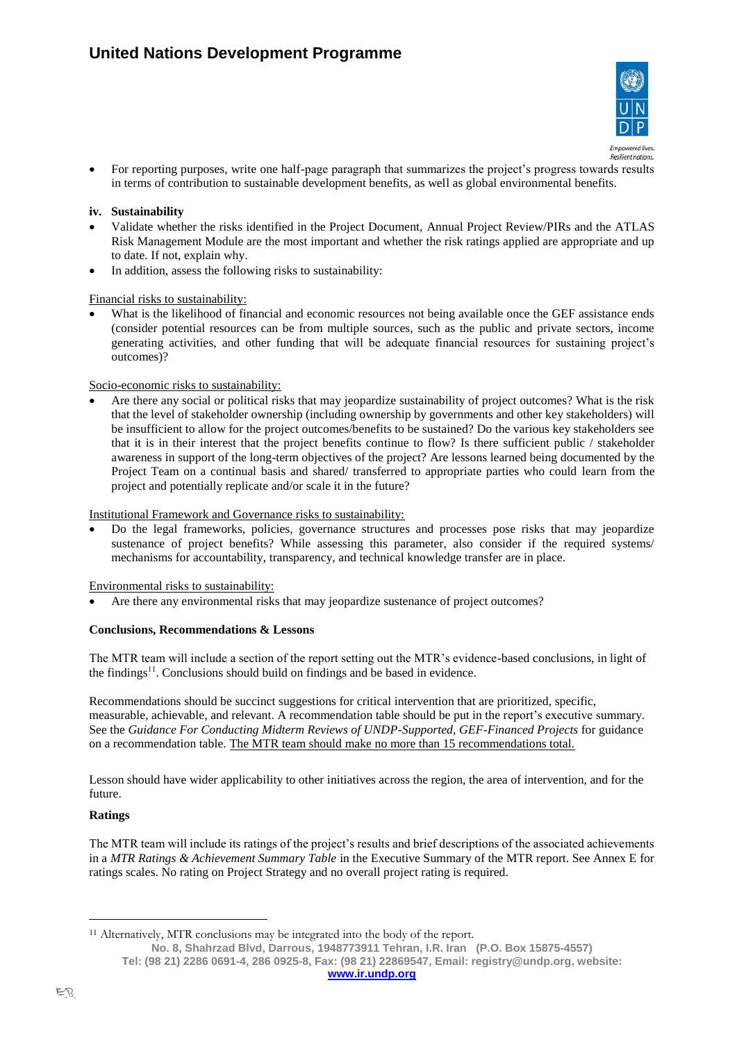- For reporting purposes, write one half-page paragraph that summarizes the project's progress towards results in terms of contribution to sustainable development benefits, as well as global environmental benefits.

**iv. Sustainability**

- Validate whether the risks identified in the Project Document, Annual Project Review/PIRs and the ATLAS Risk Management Module are the most important and whether the risk ratings applied are appropriate and up to date. If not, explain why.
- In addition, assess the following risks to sustainability:

<u>Financial risks to sustainability:</u>

- What is the likelihood of financial and economic resources not being available once the GEF assistance ends (consider potential resources can be from multiple sources, such as the public and private sectors, income generating activities, and other funding that will be adequate financial resources for sustaining project's outcomes)?

<u>Socio-economic risks to sustainability:</u>

- Are there any social or political risks that may jeopardize sustainability of project outcomes? What is the risk that the level of stakeholder ownership (including ownership by governments and other key stakeholders) will be insufficient to allow for the project outcomes/benefits to be sustained? Do the various key stakeholders see that it is in their interest that the project benefits continue to flow? Is there sufficient public / stakeholder awareness in support of the long-term objectives of the project? Are lessons learned being documented by the Project Team on a continual basis and shared/ transferred to appropriate parties who could learn from the project and potentially replicate and/or scale it in the future?

<u>Institutional Framework and Governance risks to sustainability:</u>

- Do the legal frameworks, policies, governance structures and processes pose risks that may jeopardize sustenance of project benefits? While assessing this parameter, also consider if the required systems/ mechanisms for accountability, transparency, and technical knowledge transfer are in place.

<u>Environmental risks to sustainability:</u>

- Are there any environmental risks that may jeopardize sustenance of project outcomes?

**Conclusions, Recommendations & Lessons**

The MTR team will include a section of the report setting out the MTR's evidence-based conclusions, in light of the findings[11]. Conclusions should build on findings and be based in evidence.

Recommendations should be succinct suggestions for critical intervention that are prioritized, specific, measurable, achievable, and relevant. A recommendation table should be put in the report's executive summary. See the *Guidance For Conducting Midterm Reviews of UNDP-Supported, GEF-Financed Projects* for guidance on a recommendation table. <u>The MTR team should make no more than 15 recommendations total.</u>

Lesson should have wider applicability to other initiatives across the region, the area of intervention, and for the future.

**Ratings**

The MTR team will include its ratings of the project's results and brief descriptions of the associated achievements in a *MTR Ratings & Achievement Summary Table* in the Executive Summary of the MTR report. See Annex E for ratings scales. No rating on Project Strategy and no overall project rating is required.

[11] Alternatively, MTR conclusions may be integrated into the body of the report.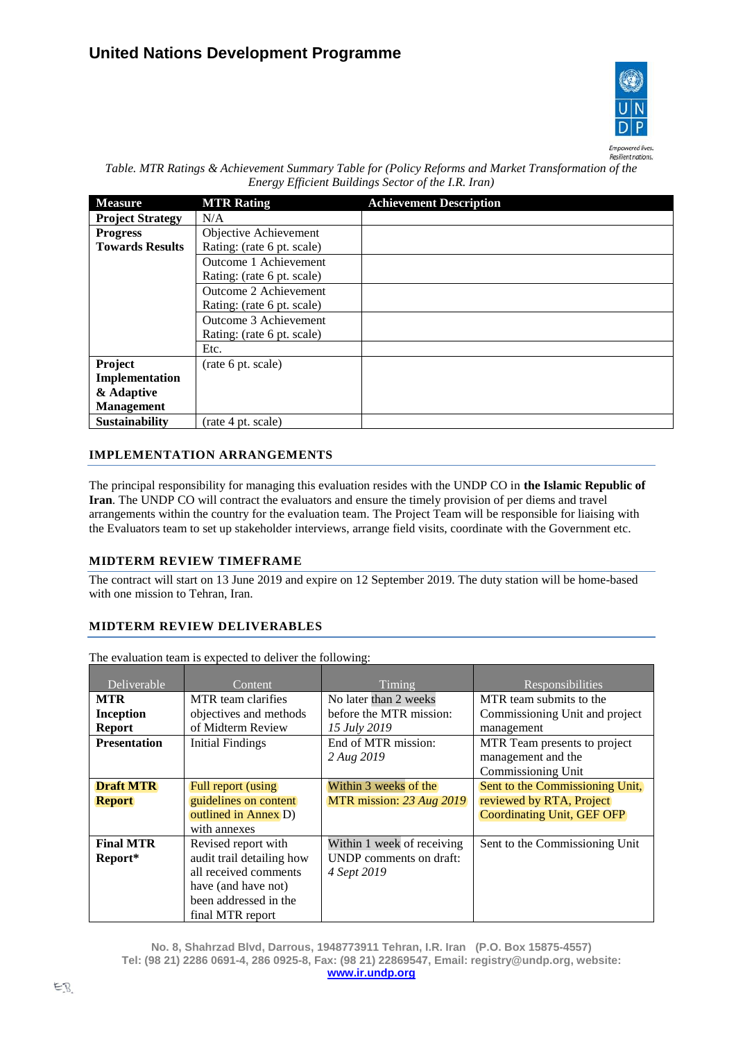*Table. MTR Ratings & Achievement Summary Table for (Policy Reforms and Market Transformation of the Energy Efficient Buildings Sector of the I.R. Iran)*

| Measure | MTR Rating | Achievement Description |
|---|---|---|
| **Project Strategy** | N/A | |
| **Progress Towards Results** | Objective Achievement Rating: (rate 6 pt. scale) | |
| | Outcome 1 Achievement Rating: (rate 6 pt. scale) | |
| | Outcome 2 Achievement Rating: (rate 6 pt. scale) | |
| | Outcome 3 Achievement Rating: (rate 6 pt. scale) | |
| | Etc. | |
| **Project Implementation & Adaptive Management** | (rate 6 pt. scale) | |
| **Sustainability** | (rate 4 pt. scale) | |

## IMPLEMENTATION ARRANGEMENTS

The principal responsibility for managing this evaluation resides with the UNDP CO in **the Islamic Republic of Iran**. The UNDP CO will contract the evaluators and ensure the timely provision of per diems and travel arrangements within the country for the evaluation team. The Project Team will be responsible for liaising with the Evaluators team to set up stakeholder interviews, arrange field visits, coordinate with the Government etc.

## MIDTERM REVIEW TIMEFRAME

The contract will start on 13 June 2019 and expire on 12 September 2019. The duty station will be home-based with one mission to Tehran, Iran.

## MIDTERM REVIEW DELIVERABLES

The evaluation team is expected to deliver the following:

| Deliverable | Content | Timing | Responsibilities |
|---|---|---|---|
| **MTR Inception Report** | MTR team clarifies objectives and methods of Midterm Review | No later than 2 weeks before the MTR mission: *15 July 2019* | MTR team submits to the Commissioning Unit and project management |
| **Presentation** | Initial Findings | End of MTR mission: *2 Aug 2019* | MTR Team presents to project management and the Commissioning Unit |
| **Draft MTR Report** | Full report (using guidelines on content outlined in Annex D) with annexes | Within 3 weeks of the MTR mission: *23 Aug 2019* | Sent to the Commissioning Unit, reviewed by RTA, Project Coordinating Unit, GEF OFP |
| **Final MTR Report*** | Revised report with audit trail detailing how all received comments have (and have not) been addressed in the final MTR report | Within 1 week of receiving UNDP comments on draft: *4 Sept 2019* | Sent to the Commissioning Unit |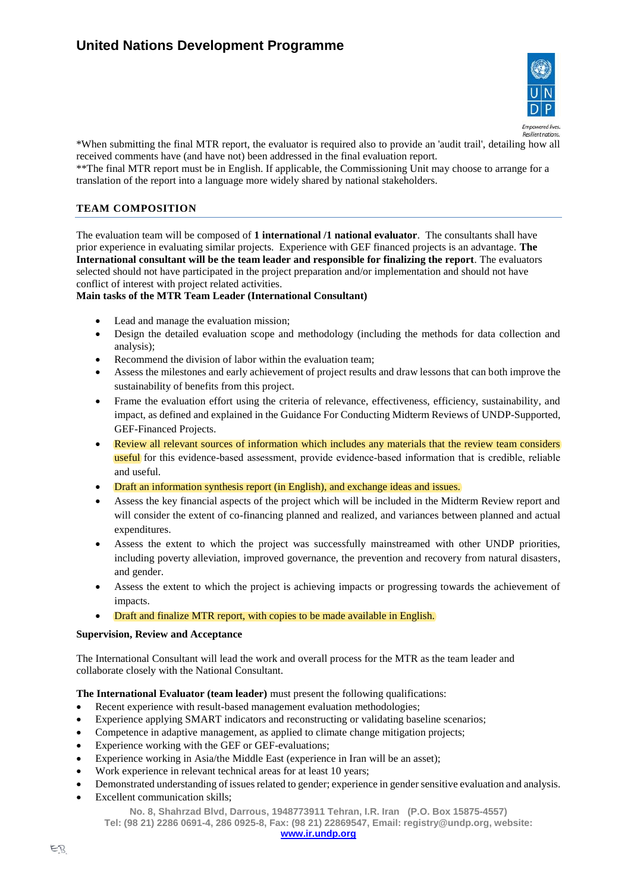*When submitting the final MTR report, the evaluator is required also to provide an 'audit trail', detailing how all received comments have (and have not) been addressed in the final evaluation report.
**The final MTR report must be in English. If applicable, the Commissioning Unit may choose to arrange for a translation of the report into a language more widely shared by national stakeholders.

## TEAM COMPOSITION

The evaluation team will be composed of **1 international /1 national evaluator**. The consultants shall have prior experience in evaluating similar projects. Experience with GEF financed projects is an advantage. **The International consultant will be the team leader and responsible for finalizing the report**. The evaluators selected should not have participated in the project preparation and/or implementation and should not have conflict of interest with project related activities.

**Main tasks of the MTR Team Leader (International Consultant)**

- Lead and manage the evaluation mission;
- Design the detailed evaluation scope and methodology (including the methods for data collection and analysis);
- Recommend the division of labor within the evaluation team;
- Assess the milestones and early achievement of project results and draw lessons that can both improve the sustainability of benefits from this project.
- Frame the evaluation effort using the criteria of relevance, effectiveness, efficiency, sustainability, and impact, as defined and explained in the Guidance For Conducting Midterm Reviews of UNDP-Supported, GEF-Financed Projects.
- Review all relevant sources of information which includes any materials that the review team considers useful for this evidence-based assessment, provide evidence-based information that is credible, reliable and useful.
- Draft an information synthesis report (in English), and exchange ideas and issues.
- Assess the key financial aspects of the project which will be included in the Midterm Review report and will consider the extent of co-financing planned and realized, and variances between planned and actual expenditures.
- Assess the extent to which the project was successfully mainstreamed with other UNDP priorities, including poverty alleviation, improved governance, the prevention and recovery from natural disasters, and gender.
- Assess the extent to which the project is achieving impacts or progressing towards the achievement of impacts.
- Draft and finalize MTR report, with copies to be made available in English.

**Supervision, Review and Acceptance**

The International Consultant will lead the work and overall process for the MTR as the team leader and collaborate closely with the National Consultant.

**The International Evaluator (team leader)** must present the following qualifications:

- Recent experience with result-based management evaluation methodologies;
- Experience applying SMART indicators and reconstructing or validating baseline scenarios;
- Competence in adaptive management, as applied to climate change mitigation projects;
- Experience working with the GEF or GEF-evaluations;
- Experience working in Asia/the Middle East (experience in Iran will be an asset);
- Work experience in relevant technical areas for at least 10 years;
- Demonstrated understanding of issues related to gender; experience in gender sensitive evaluation and analysis.
- Excellent communication skills;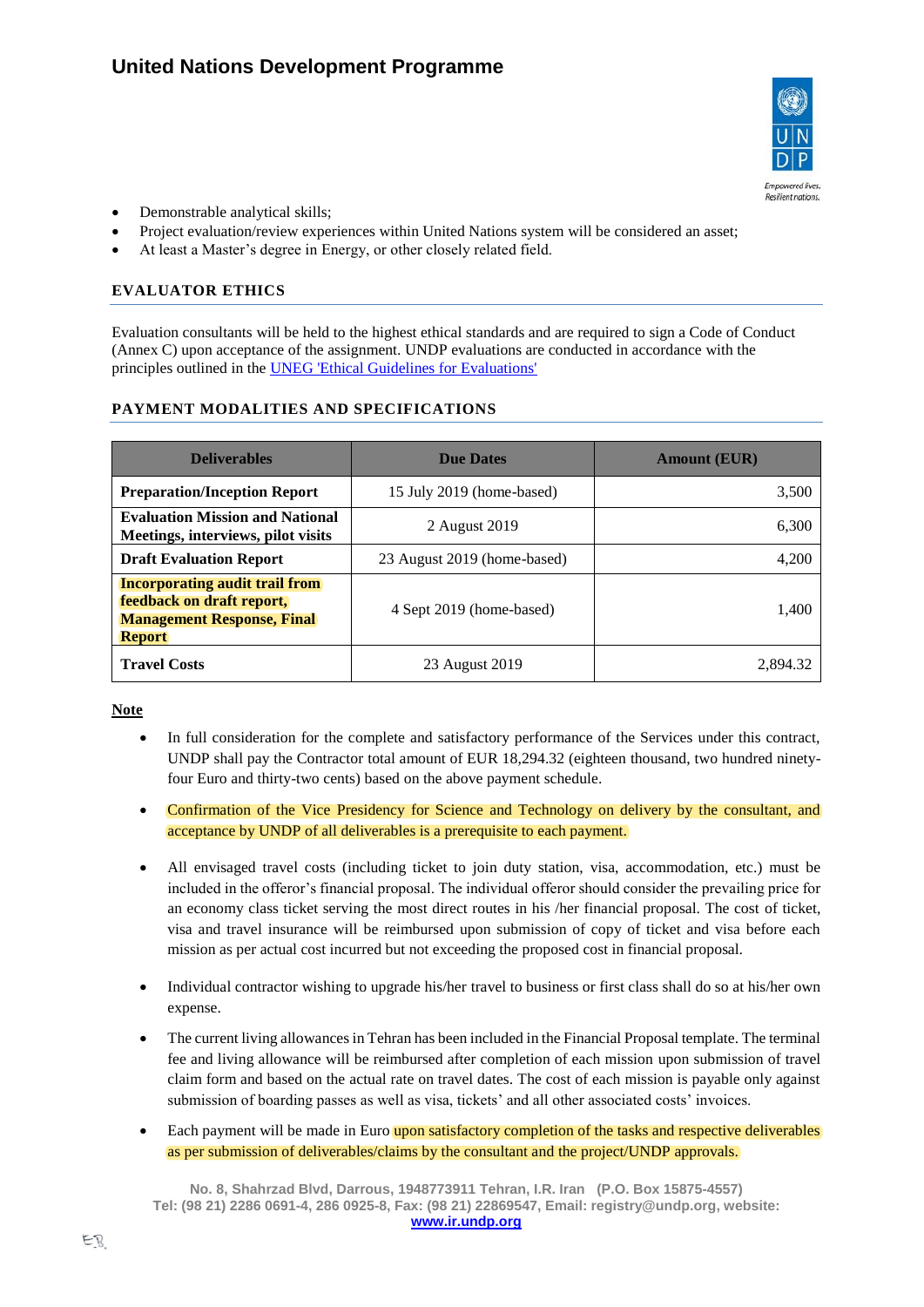- Demonstrable analytical skills;
- Project evaluation/review experiences within United Nations system will be considered an asset;
- At least a Master's degree in Energy, or other closely related field.

## EVALUATOR ETHICS

Evaluation consultants will be held to the highest ethical standards and are required to sign a Code of Conduct (Annex C) upon acceptance of the assignment. UNDP evaluations are conducted in accordance with the principles outlined in the UNEG 'Ethical Guidelines for Evaluations'

## PAYMENT MODALITIES AND SPECIFICATIONS

| Deliverables | Due Dates | Amount (EUR) |
|---|---|---|
| **Preparation/Inception Report** | 15 July 2019 (home-based) | 3,500 |
| **Evaluation Mission and National Meetings, interviews, pilot visits** | 2 August 2019 | 6,300 |
| **Draft Evaluation Report** | 23 August 2019 (home-based) | 4,200 |
| **Incorporating audit trail from feedback on draft report, Management Response, Final Report** | 4 Sept 2019 (home-based) | 1,400 |
| **Travel Costs** | 23 August 2019 | 2,894.32 |

**Note**

- In full consideration for the complete and satisfactory performance of the Services under this contract, UNDP shall pay the Contractor total amount of EUR 18,294.32 (eighteen thousand, two hundred ninety-four Euro and thirty-two cents) based on the above payment schedule.
- Confirmation of the Vice Presidency for Science and Technology on delivery by the consultant, and acceptance by UNDP of all deliverables is a prerequisite to each payment.
- All envisaged travel costs (including ticket to join duty station, visa, accommodation, etc.) must be included in the offeror's financial proposal. The individual offeror should consider the prevailing price for an economy class ticket serving the most direct routes in his /her financial proposal. The cost of ticket, visa and travel insurance will be reimbursed upon submission of copy of ticket and visa before each mission as per actual cost incurred but not exceeding the proposed cost in financial proposal.
- Individual contractor wishing to upgrade his/her travel to business or first class shall do so at his/her own expense.
- The current living allowances in Tehran has been included in the Financial Proposal template. The terminal fee and living allowance will be reimbursed after completion of each mission upon submission of travel claim form and based on the actual rate on travel dates. The cost of each mission is payable only against submission of boarding passes as well as visa, tickets' and all other associated costs' invoices.
- Each payment will be made in Euro upon satisfactory completion of the tasks and respective deliverables as per submission of deliverables/claims by the consultant and the project/UNDP approvals.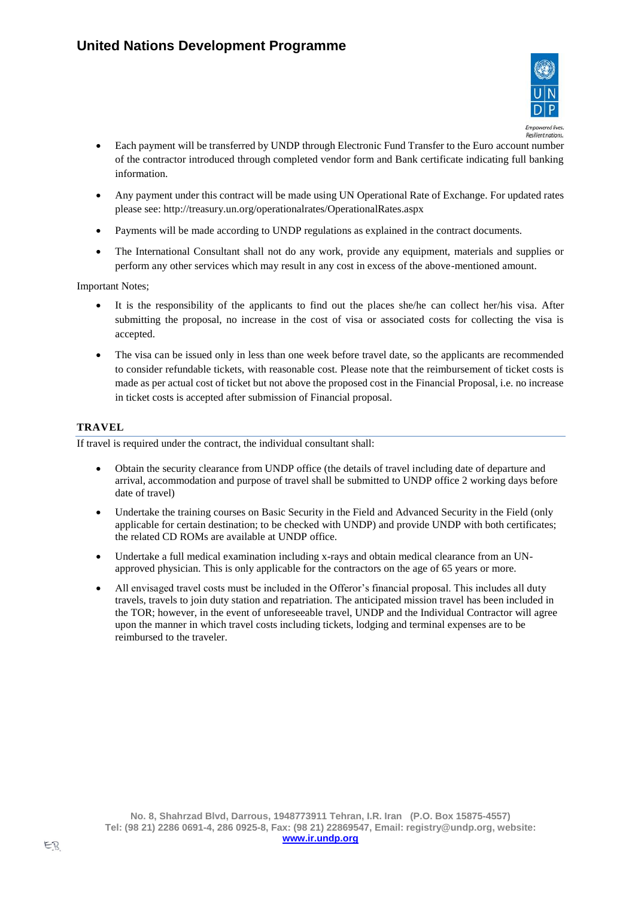- Each payment will be transferred by UNDP through Electronic Fund Transfer to the Euro account number of the contractor introduced through completed vendor form and Bank certificate indicating full banking information.
- Any payment under this contract will be made using UN Operational Rate of Exchange. For updated rates please see: http://treasury.un.org/operationalrates/OperationalRates.aspx
- Payments will be made according to UNDP regulations as explained in the contract documents.
- The International Consultant shall not do any work, provide any equipment, materials and supplies or perform any other services which may result in any cost in excess of the above-mentioned amount.

Important Notes;

- It is the responsibility of the applicants to find out the places she/he can collect her/his visa. After submitting the proposal, no increase in the cost of visa or associated costs for collecting the visa is accepted.
- The visa can be issued only in less than one week before travel date, so the applicants are recommended to consider refundable tickets, with reasonable cost. Please note that the reimbursement of ticket costs is made as per actual cost of ticket but not above the proposed cost in the Financial Proposal, i.e. no increase in ticket costs is accepted after submission of Financial proposal.

## TRAVEL

If travel is required under the contract, the individual consultant shall:

- Obtain the security clearance from UNDP office (the details of travel including date of departure and arrival, accommodation and purpose of travel shall be submitted to UNDP office 2 working days before date of travel)
- Undertake the training courses on Basic Security in the Field and Advanced Security in the Field (only applicable for certain destination; to be checked with UNDP) and provide UNDP with both certificates; the related CD ROMs are available at UNDP office.
- Undertake a full medical examination including x-rays and obtain medical clearance from an UN-approved physician. This is only applicable for the contractors on the age of 65 years or more.
- All envisaged travel costs must be included in the Offeror's financial proposal. This includes all duty travels, travels to join duty station and repatriation. The anticipated mission travel has been included in the TOR; however, in the event of unforeseeable travel, UNDP and the Individual Contractor will agree upon the manner in which travel costs including tickets, lodging and terminal expenses are to be reimbursed to the traveler.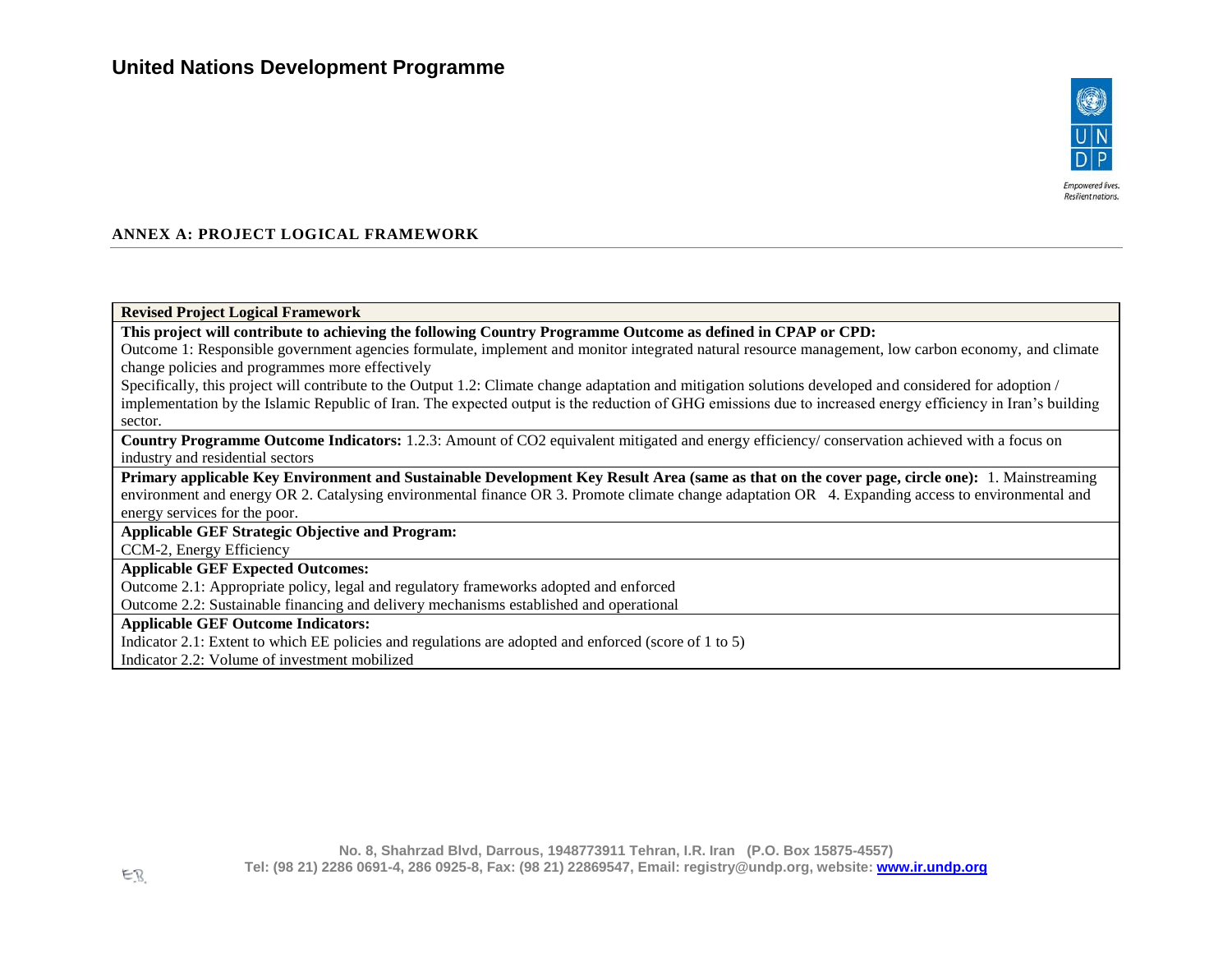## ANNEX A: PROJECT LOGICAL FRAMEWORK

| **Revised Project Logical Framework** |
|---|
| **This project will contribute to achieving the following Country Programme Outcome as defined in CPAP or CPD:**<br>Outcome 1: Responsible government agencies formulate, implement and monitor integrated natural resource management, low carbon economy, and climate change policies and programmes more effectively<br>Specifically, this project will contribute to the Output 1.2: Climate change adaptation and mitigation solutions developed and considered for adoption / implementation by the Islamic Republic of Iran. The expected output is the reduction of GHG emissions due to increased energy efficiency in Iran's building sector. |
| **Country Programme Outcome Indicators:** 1.2.3: Amount of $CO_2$ equivalent mitigated and energy efficiency/ conservation achieved with a focus on industry and residential sectors |
| **Primary applicable Key Environment and Sustainable Development Key Result Area (same as that on the cover page, circle one):** 1. Mainstreaming environment and energy OR 2. Catalysing environmental finance OR 3. Promote climate change adaptation OR 4. Expanding access to environmental and energy services for the poor. |
| **Applicable GEF Strategic Objective and Program:**<br>CCM-2, Energy Efficiency |
| **Applicable GEF Expected Outcomes:**<br>Outcome 2.1: Appropriate policy, legal and regulatory frameworks adopted and enforced<br>Outcome 2.2: Sustainable financing and delivery mechanisms established and operational |
| **Applicable GEF Outcome Indicators:**<br>Indicator 2.1: Extent to which EE policies and regulations are adopted and enforced (score of 1 to 5)<br>Indicator 2.2: Volume of investment mobilized |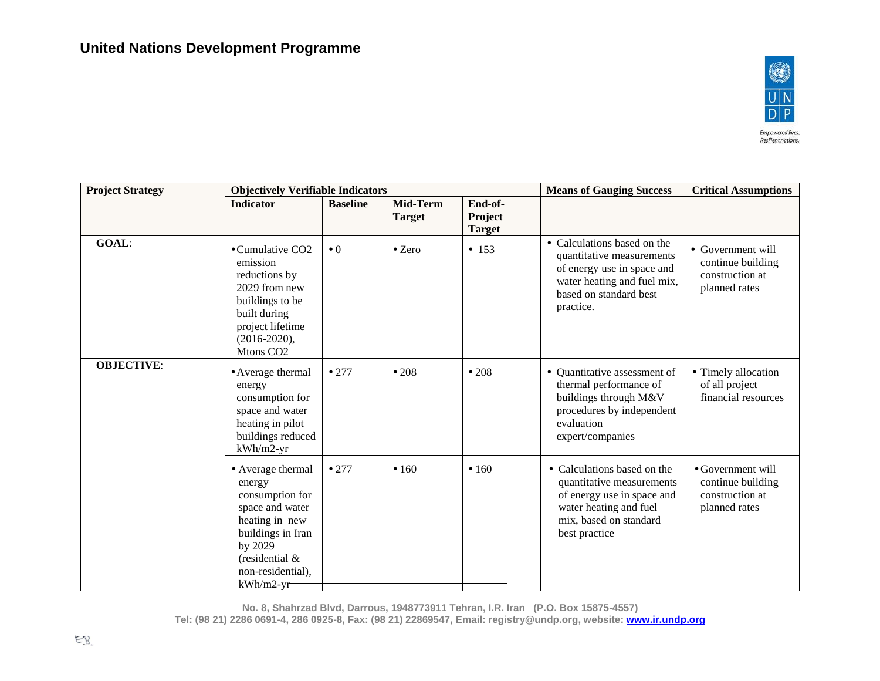## United Nations Development Programme

| Project Strategy | Objectively Verifiable Indicators | | | | Means of Gauging Success | Critical Assumptions |
|---|---|---|---|---|---|---|
| | Indicator | Baseline | Mid-Term Target | End-of-Project Target | | |
| **GOAL**: | • Cumulative $CO_2$ emission reductions by 2029 from new buildings to be built during project lifetime (2016-2020), Mtons $CO_2$ | • 0 | • Zero | • 153 | • Calculations based on the quantitative measurements of energy use in space and water heating and fuel mix, based on standard best practice. | • Government will continue building construction at planned rates |
| **OBJECTIVE**: | • Average thermal energy consumption for space and water heating in pilot buildings reduced kWh/m2-yr | • 277 | • 208 | • 208 | • Quantitative assessment of thermal performance of buildings through M&V procedures by independent evaluation expert/companies | • Timely allocation of all project financial resources |
| | • Average thermal energy consumption for space and water heating in new buildings in Iran by 2029 (residential & non-residential), kWh/m2-yr | • 277 | • 160 | • 160 | • Calculations based on the quantitative measurements of energy use in space and water heating and fuel mix, based on standard best practice | • Government will continue building construction at planned rates |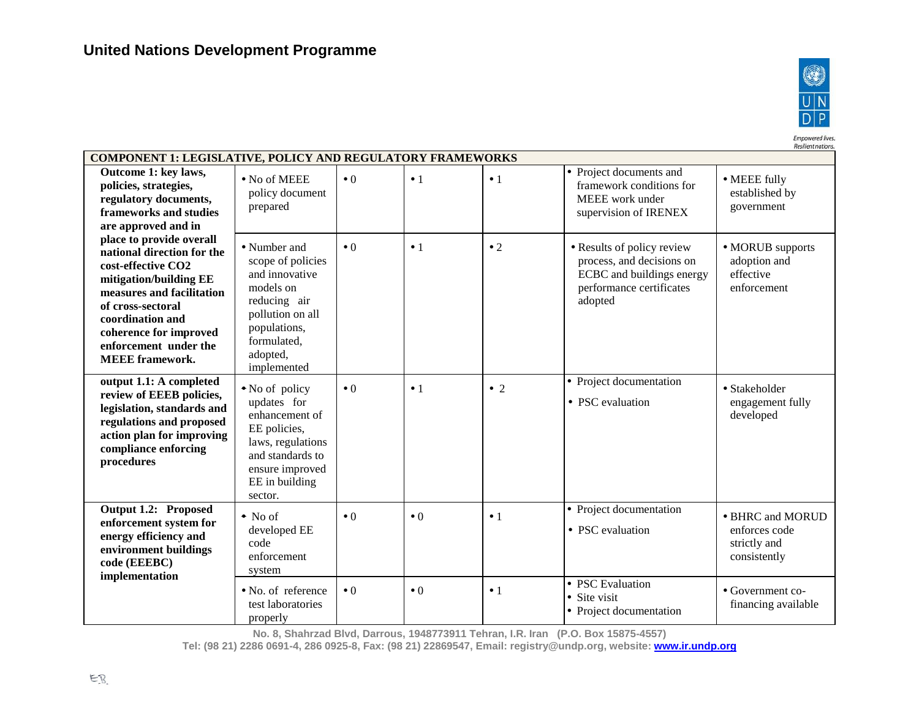| COMPONENT 1: LEGISLATIVE, POLICY AND REGULATORY FRAMEWORKS | | | | | | |
|---|---|---|---|---|---|---|
| **Outcome 1: key laws, policies, strategies, regulatory documents, frameworks and studies are approved and in place to provide overall national direction for the cost-effective CO2 mitigation/building EE measures and facilitation of cross-sectoral coordination and coherence for improved enforcement under the MEEE framework.** | • No of MEEE policy document prepared | • 0 | • 1 | • 1 | • Project documents and framework conditions for MEEE work under supervision of IRENEX | • MEEE fully established by government |
| | • Number and scope of policies and innovative models on reducing air pollution on all populations, formulated, adopted, implemented | • 0 | • 1 | • 2 | • Results of policy review process, and decisions on ECBC and buildings energy performance certificates adopted | • MORUB supports adoption and effective enforcement |
| **output 1.1: A completed review of EEEB policies, legislation, standards and regulations and proposed action plan for improving compliance enforcing procedures** | • No of policy updates for enhancement of EE policies, laws, regulations and standards to ensure improved EE in building sector. | • 0 | • 1 | • 2 | • Project documentation<br>• PSC evaluation | • Stakeholder engagement fully developed |
| **Output 1.2: Proposed enforcement system for energy efficiency and environment buildings code (EEEBC) implementation** | • No of developed EE code enforcement system | • 0 | • 0 | • 1 | • Project documentation<br>• PSC evaluation | • BHRC and MORUD enforces code strictly and consistently |
| | • No. of reference test laboratories properly | • 0 | • 0 | • 1 | • PSC Evaluation<br>• Site visit<br>• Project documentation | • Government co-financing available |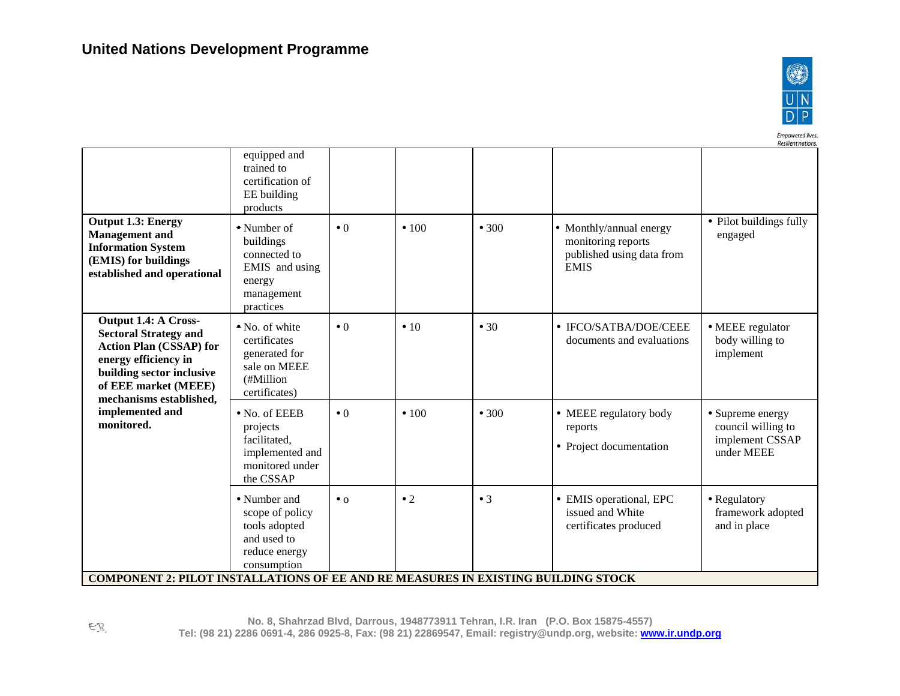## United Nations Development Programme

| | | | | | | |
|---|---|---|---|---|---|---|
| | equipped and trained to certification of EE building products | | | | | |
| **Output 1.3: Energy Management and Information System (EMIS) for buildings established and operational** | • Number of buildings connected to EMIS and using energy management practices | • 0 | • 100 | • 300 | • Monthly/annual energy monitoring reports published using data from EMIS | • Pilot buildings fully engaged |
| **Output 1.4: A Cross-Sectoral Strategy and Action Plan (CSSAP) for energy efficiency in building sector inclusive of EEE market (MEEE) mechanisms established, implemented and monitored.** | • No. of white certificates generated for sale on MEEE (#Million certificates) | • 0 | • 10 | • 30 | • IFCO/SATBA/DOE/CEEE documents and evaluations | • MEEE regulator body willing to implement |
| | • No. of EEEB projects facilitated, implemented and monitored under the CSSAP | • 0 | • 100 | • 300 | • MEEE regulatory body reports<br>• Project documentation | • Supreme energy council willing to implement CSSAP under MEEE |
| | • Number and scope of policy tools adopted and used to reduce energy consumption | • o | • 2 | • 3 | • EMIS operational, EPC issued and White certificates produced | • Regulatory framework adopted and in place |
| **COMPONENT 2: PILOT INSTALLATIONS OF EE AND RE MEASURES IN EXISTING BUILDING STOCK** | | | | | | |

No. 8, Shahrzad Blvd, Darrous, 1948773911 Tehran, I.R. Iran (P.O. Box 15875-4557)
Tel: (98 21) 2286 0691-4, 286 0925-8, Fax: (98 21) 22869547, Email: registry@undp.org, website: www.ir.undp.org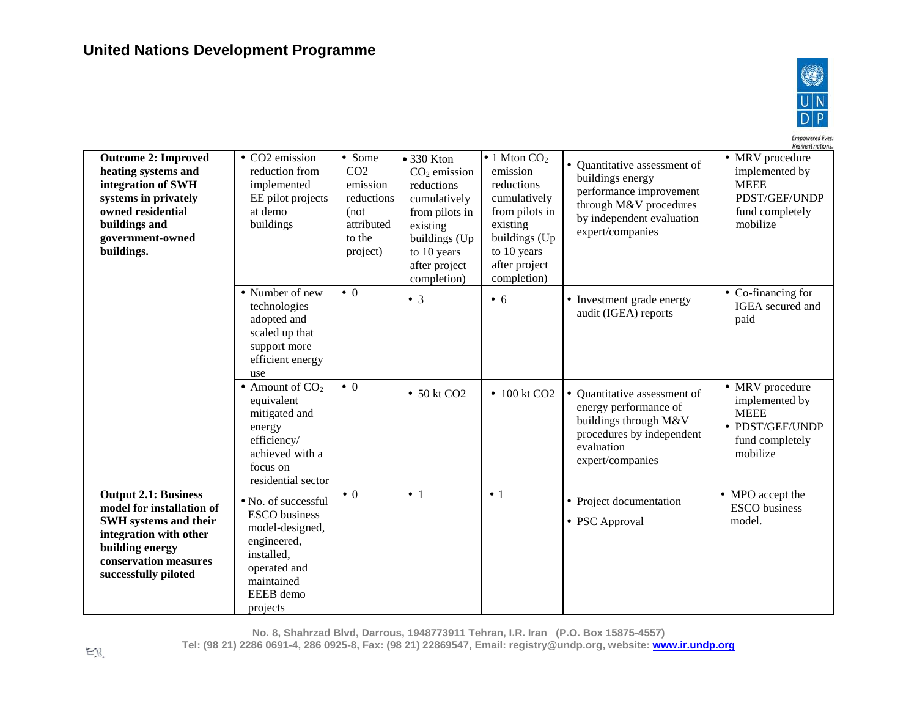| Outcome 2: Improved heating systems and integration of SWH systems in privately owned residential buildings and government-owned buildings. | • $CO_2$ emission reduction from implemented EE pilot projects at demo buildings | • Some $CO_2$ emission reductions (not attributed to the project) | • 330 Kton $CO_2$ emission reductions cumulatively from pilots in existing buildings (Up to 10 years after project completion) | • 1 Mton $CO_2$ emission reductions cumulatively from pilots in existing buildings (Up to 10 years after project completion) | • Quantitative assessment of buildings energy performance improvement through M&V procedures by independent evaluation expert/companies | • MRV procedure implemented by MEEE PDST/GEF/UNDP fund completely mobilize |
|---|---|---|---|---|---|---|
| | • Number of new technologies adopted and scaled up that support more efficient energy use | • 0 | • 3 | • 6 | • Investment grade energy audit (IGEA) reports | • Co-financing for IGEA secured and paid |
| | • Amount of $CO_2$ equivalent mitigated and energy efficiency/ achieved with a focus on residential sector | • 0 | • 50 kt $CO_2$ | • 100 kt $CO_2$ | • Quantitative assessment of energy performance of buildings through M&V procedures by independent evaluation expert/companies | • MRV procedure implemented by MEEE<br>• PDST/GEF/UNDP fund completely mobilize |
| **Output 2.1: Business model for installation of SWH systems and their integration with other building energy conservation measures successfully piloted** | • No. of successful ESCO business model-designed, engineered, installed, operated and maintained EEEB demo projects | • 0 | • 1 | • 1 | • Project documentation<br>• PSC Approval | • MPO accept the ESCO business model. |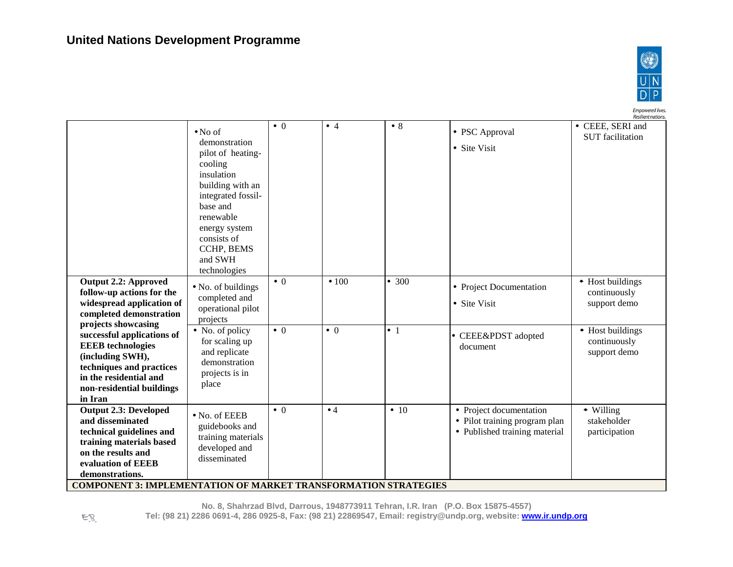| | | | | | | |
|---|---|---|---|---|---|---|
| | • No of demonstration pilot of heating-cooling insulation building with an integrated fossil-base and renewable energy system consists of CCHP, BEMS and SWH technologies | • 0 | • 4 | • 8 | • PSC Approval<br>• Site Visit | • CEEE, SERI and SUT facilitation |
| **Output 2.2: Approved follow-up actions for the widespread application of completed demonstration projects showcasing successful applications of EEEB technologies (including SWH), techniques and practices in the residential and non-residential buildings in Iran** | • No. of buildings completed and operational pilot projects | • 0 | • 100 | • 300 | • Project Documentation<br>• Site Visit | • Host buildings continuously support demo |
| | • No. of policy for scaling up and replicate demonstration projects is in place | • 0 | • 0 | • 1 | • CEEE&PDST adopted document | • Host buildings continuously support demo |
| **Output 2.3: Developed and disseminated technical guidelines and training materials based on the results and evaluation of EEEB demonstrations.** | • No. of EEEB guidebooks and training materials developed and disseminated | • 0 | • 4 | • 10 | • Project documentation<br>• Pilot training program plan<br>• Published training material | • Willing stakeholder participation |
| **COMPONENT 3: IMPLEMENTATION OF MARKET TRANSFORMATION STRATEGIES** | | | | | | |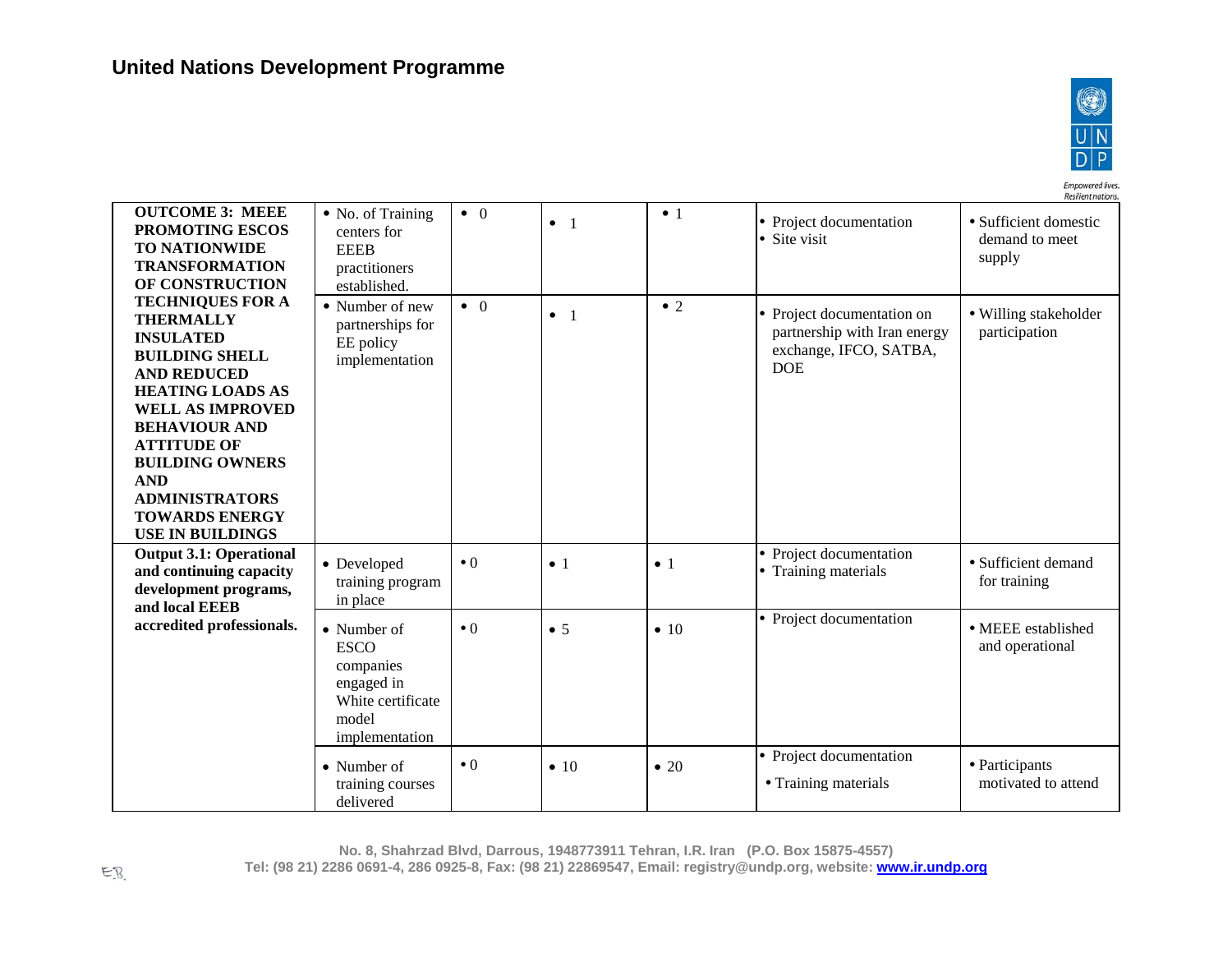| | | | | | | |
|---|---|---|---|---|---|---|
| **OUTCOME 3: MEEE PROMOTING ESCOS TO NATIONWIDE TRANSFORMATION OF CONSTRUCTION TECHNIQUES FOR A THERMALLY INSULATED BUILDING SHELL AND REDUCED HEATING LOADS AS WELL AS IMPROVED BEHAVIOUR AND ATTITUDE OF BUILDING OWNERS AND ADMINISTRATORS TOWARDS ENERGY USE IN BUILDINGS** | • No. of Training centers for EEEB practitioners established. | • 0 | • 1 | • 1 | • Project documentation<br>• Site visit | • Sufficient domestic demand to meet supply |
| | • Number of new partnerships for EE policy implementation | • 0 | • 1 | • 2 | • Project documentation on partnership with Iran energy exchange, IFCO, SATBA, DOE | • Willing stakeholder participation |
| **Output 3.1: Operational and continuing capacity development programs, and local EEEB accredited professionals.** | • Developed training program in place | • 0 | • 1 | • 1 | • Project documentation<br>• Training materials | • Sufficient demand for training |
| | • Number of ESCO companies engaged in White certificate model implementation | • 0 | • 5 | • 10 | • Project documentation | • MEEE established and operational |
| | • Number of training courses delivered | • 0 | • 10 | • 20 | • Project documentation<br>• Training materials | • Participants motivated to attend |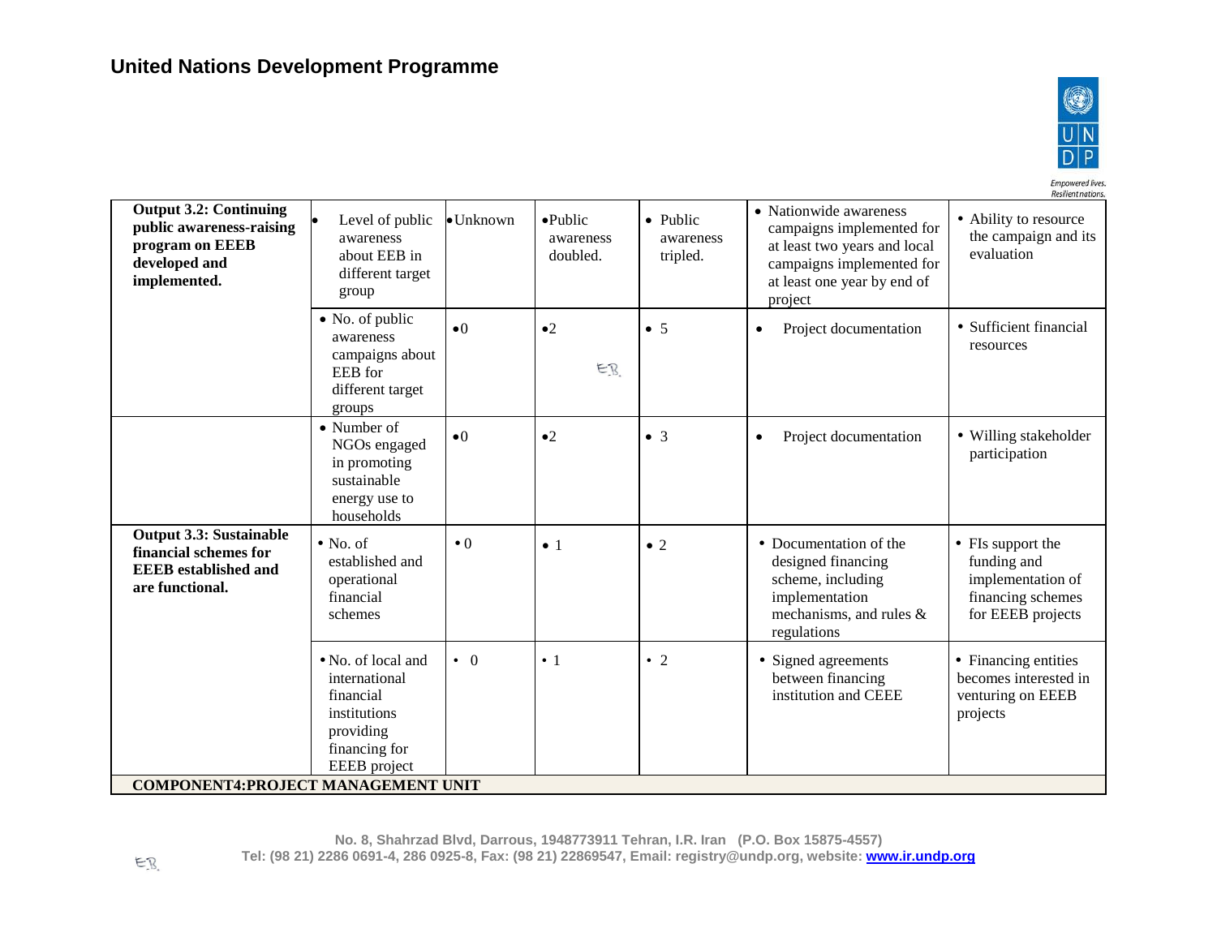| | | | | | | |
|---|---|---|---|---|---|---|
| **Output 3.2: Continuing public awareness-raising program on EEEB developed and implemented.** | • Level of public awareness about EEB in different target group | • Unknown | • Public awareness doubled. | • Public awareness tripled. | • Nationwide awareness campaigns implemented for at least two years and local campaigns implemented for at least one year by end of project | • Ability to resource the campaign and its evaluation |
| | • No. of public awareness campaigns about EEB for different target groups | • 0 | • 2 | • 5 | • Project documentation | • Sufficient financial resources |
| | • Number of NGOs engaged in promoting sustainable energy use to households | • 0 | • 2 | • 3 | • Project documentation | • Willing stakeholder participation |
| **Output 3.3: Sustainable financial schemes for EEEB established and are functional.** | • No. of established and operational financial schemes | • 0 | • 1 | • 2 | • Documentation of the designed financing scheme, including implementation mechanisms, and rules & regulations | • FIs support the funding and implementation of financing schemes for EEEB projects |
| | • No. of local and international financial institutions providing financing for EEEB project | • 0 | • 1 | • 2 | • Signed agreements between financing institution and CEEE | • Financing entities becomes interested in venturing on EEEB projects |
| **COMPONENT4:PROJECT MANAGEMENT UNIT** | | | | | | |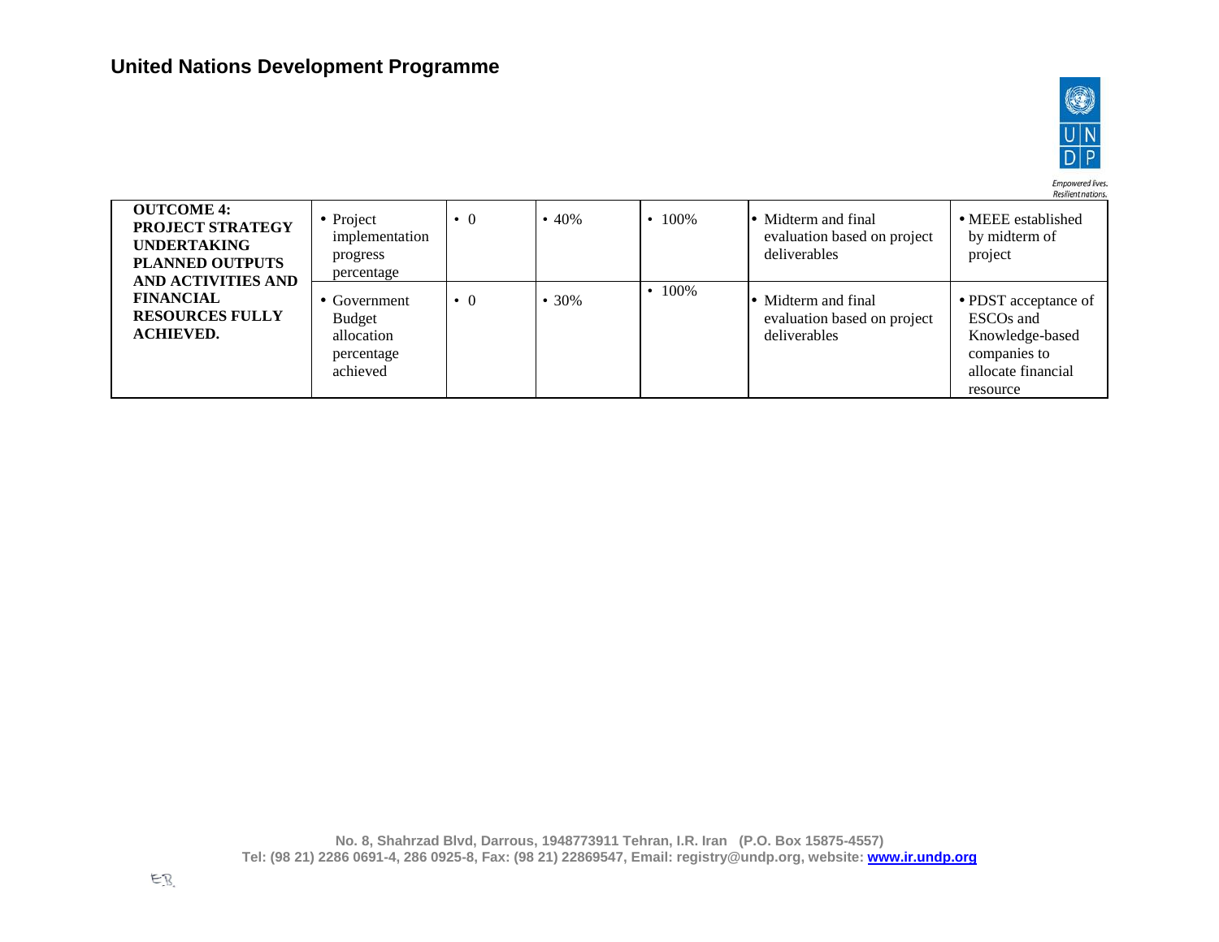| | | | | | | |
|---|---|---|---|---|---|---|
| **OUTCOME 4: PROJECT STRATEGY UNDERTAKING PLANNED OUTPUTS AND ACTIVITIES AND FINANCIAL RESOURCES FULLY ACHIEVED.** | • Project implementation progress percentage | • 0 | • 40% | • 100% | • Midterm and final evaluation based on project deliverables | • MEEE established by midterm of project |
| | • Government Budget allocation percentage achieved | • 0 | • 30% | • 100% | • Midterm and final evaluation based on project deliverables | • PDST acceptance of ESCOs and Knowledge-based companies to allocate financial resource |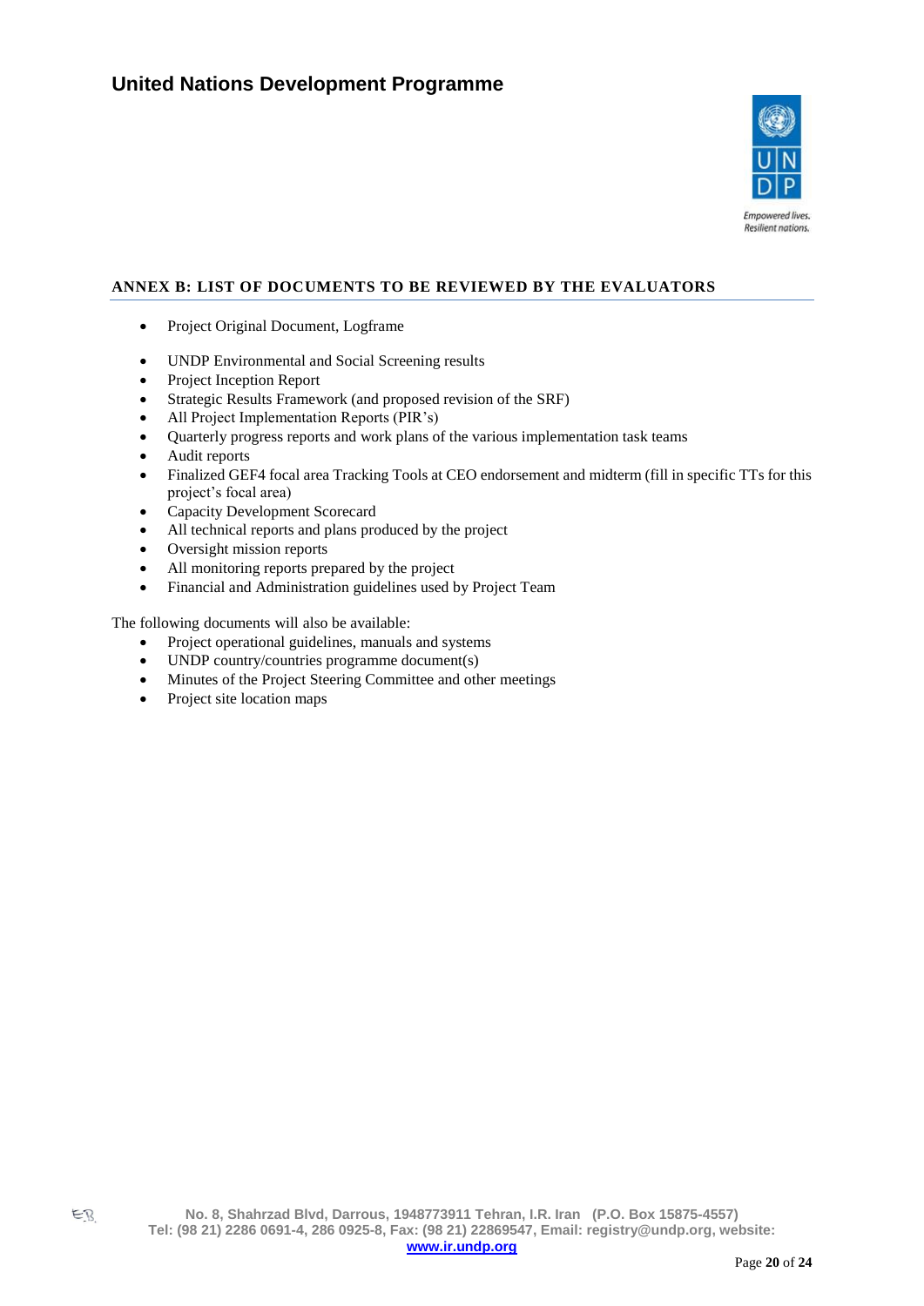## ANNEX B: LIST OF DOCUMENTS TO BE REVIEWED BY THE EVALUATORS

- Project Original Document, Logframe
- UNDP Environmental and Social Screening results
- Project Inception Report
- Strategic Results Framework (and proposed revision of the SRF)
- All Project Implementation Reports (PIR's)
- Quarterly progress reports and work plans of the various implementation task teams
- Audit reports
- Finalized GEF4 focal area Tracking Tools at CEO endorsement and midterm (fill in specific TTs for this project's focal area)
- Capacity Development Scorecard
- All technical reports and plans produced by the project
- Oversight mission reports
- All monitoring reports prepared by the project
- Financial and Administration guidelines used by Project Team

The following documents will also be available:

- Project operational guidelines, manuals and systems
- UNDP country/countries programme document(s)
- Minutes of the Project Steering Committee and other meetings
- Project site location maps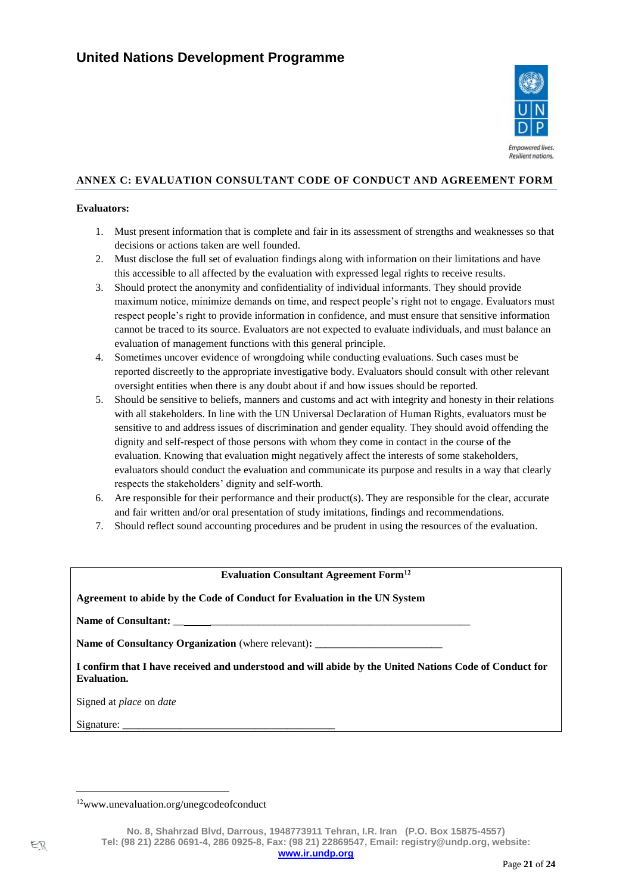## ANNEX C: EVALUATION CONSULTANT CODE OF CONDUCT AND AGREEMENT FORM

**Evaluators:**

1. Must present information that is complete and fair in its assessment of strengths and weaknesses so that decisions or actions taken are well founded.
2. Must disclose the full set of evaluation findings along with information on their limitations and have this accessible to all affected by the evaluation with expressed legal rights to receive results.
3. Should protect the anonymity and confidentiality of individual informants. They should provide maximum notice, minimize demands on time, and respect people's right not to engage. Evaluators must respect people's right to provide information in confidence, and must ensure that sensitive information cannot be traced to its source. Evaluators are not expected to evaluate individuals, and must balance an evaluation of management functions with this general principle.
4. Sometimes uncover evidence of wrongdoing while conducting evaluations. Such cases must be reported discreetly to the appropriate investigative body. Evaluators should consult with other relevant oversight entities when there is any doubt about if and how issues should be reported.
5. Should be sensitive to beliefs, manners and customs and act with integrity and honesty in their relations with all stakeholders. In line with the UN Universal Declaration of Human Rights, evaluators must be sensitive to and address issues of discrimination and gender equality. They should avoid offending the dignity and self-respect of those persons with whom they come in contact in the course of the evaluation. Knowing that evaluation might negatively affect the interests of some stakeholders, evaluators should conduct the evaluation and communicate its purpose and results in a way that clearly respects the stakeholders' dignity and self-worth.
6. Are responsible for their performance and their product(s). They are responsible for the clear, accurate and fair written and/or oral presentation of study imitations, findings and recommendations.
7. Should reflect sound accounting procedures and be prudent in using the resources of the evaluation.

**Evaluation Consultant Agreement Form**[12]

**Agreement to abide by the Code of Conduct for Evaluation in the UN System**

**Name of Consultant:** ____________________________________________________________

**Name of Consultancy Organization** (where relevant)**:** ________________________

**I confirm that I have received and understood and will abide by the United Nations Code of Conduct for Evaluation.**

Signed at *place* on *date*

Signature: ________________________________________

---

[12] www.unevaluation.org/unegcodeofconduct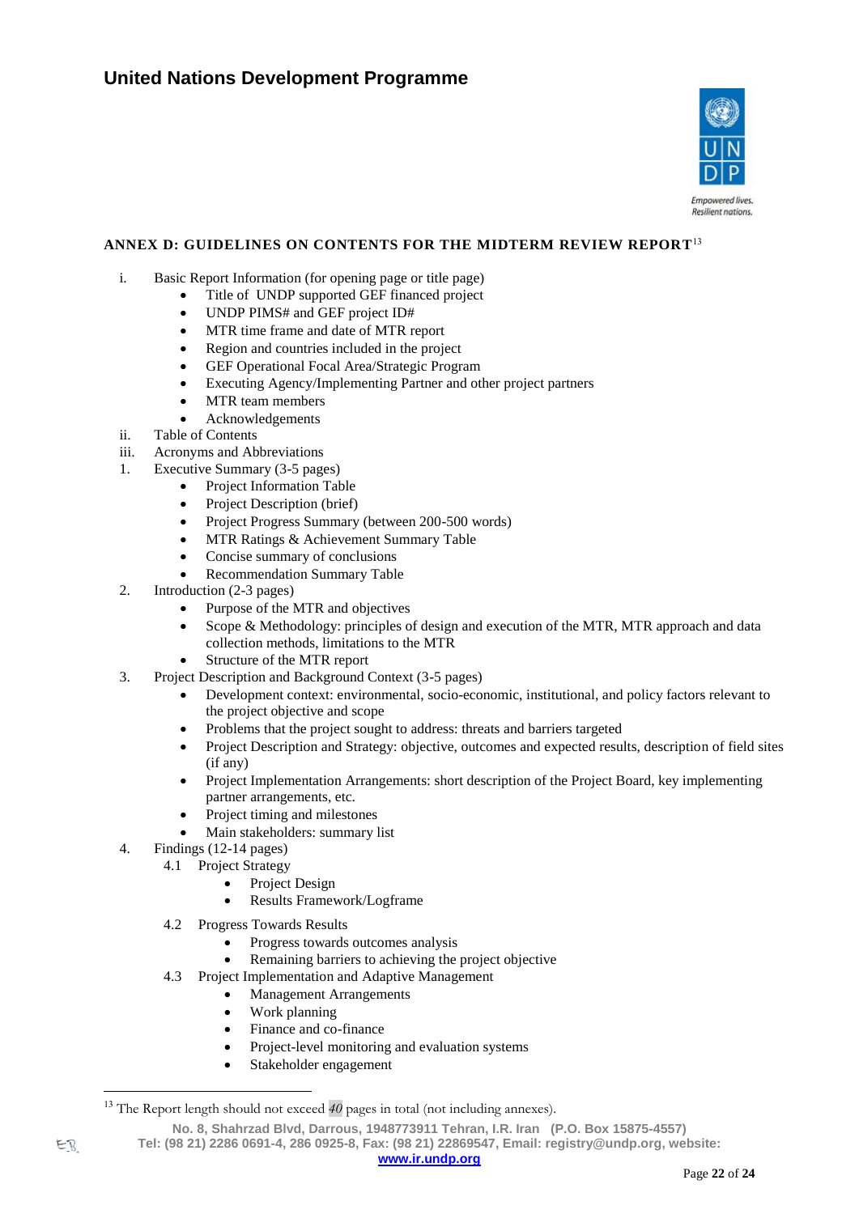## ANNEX D: GUIDELINES ON CONTENTS FOR THE MIDTERM REVIEW REPORT[13]

i. Basic Report Information (for opening page or title page)
   - Title of UNDP supported GEF financed project
   - UNDP PIMS# and GEF project ID#
   - MTR time frame and date of MTR report
   - Region and countries included in the project
   - GEF Operational Focal Area/Strategic Program
   - Executing Agency/Implementing Partner and other project partners
   - MTR team members
   - Acknowledgements

ii. Table of Contents

iii. Acronyms and Abbreviations

1. Executive Summary (3-5 pages)
   - Project Information Table
   - Project Description (brief)
   - Project Progress Summary (between 200-500 words)
   - MTR Ratings & Achievement Summary Table
   - Concise summary of conclusions
   - Recommendation Summary Table
2. Introduction (2-3 pages)
   - Purpose of the MTR and objectives
   - Scope & Methodology: principles of design and execution of the MTR, MTR approach and data collection methods, limitations to the MTR
   - Structure of the MTR report
3. Project Description and Background Context (3-5 pages)
   - Development context: environmental, socio-economic, institutional, and policy factors relevant to the project objective and scope
   - Problems that the project sought to address: threats and barriers targeted
   - Project Description and Strategy: objective, outcomes and expected results, description of field sites (if any)
   - Project Implementation Arrangements: short description of the Project Board, key implementing partner arrangements, etc.
   - Project timing and milestones
   - Main stakeholders: summary list
4. Findings (12-14 pages)

   4.1 Project Strategy
   - Project Design
   - Results Framework/Logframe

   4.2 Progress Towards Results
   - Progress towards outcomes analysis
   - Remaining barriers to achieving the project objective

   4.3 Project Implementation and Adaptive Management
   - Management Arrangements
   - Work planning
   - Finance and co-finance
   - Project-level monitoring and evaluation systems
   - Stakeholder engagement

---

[13] The Report length should not exceed *40* pages in total (not including annexes).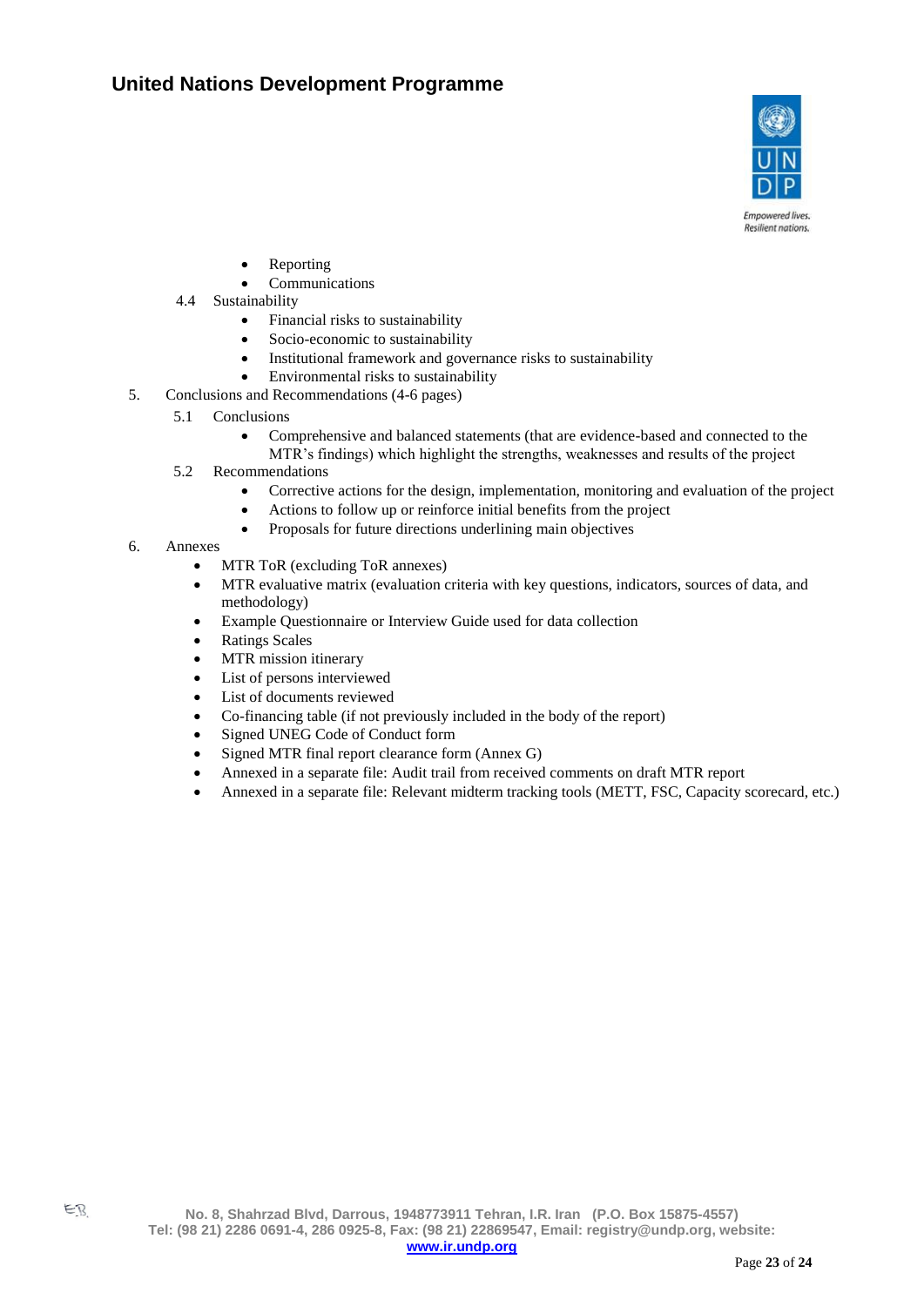- Reporting
- Communications

4.4 Sustainability

- Financial risks to sustainability
- Socio-economic to sustainability
- Institutional framework and governance risks to sustainability
- Environmental risks to sustainability

5. Conclusions and Recommendations (4-6 pages)

5.1 Conclusions

- Comprehensive and balanced statements (that are evidence-based and connected to the MTR's findings) which highlight the strengths, weaknesses and results of the project

5.2 Recommendations

- Corrective actions for the design, implementation, monitoring and evaluation of the project
- Actions to follow up or reinforce initial benefits from the project
- Proposals for future directions underlining main objectives

6. Annexes

- MTR ToR (excluding ToR annexes)
- MTR evaluative matrix (evaluation criteria with key questions, indicators, sources of data, and methodology)
- Example Questionnaire or Interview Guide used for data collection
- Ratings Scales
- MTR mission itinerary
- List of persons interviewed
- List of documents reviewed
- Co-financing table (if not previously included in the body of the report)
- Signed UNEG Code of Conduct form
- Signed MTR final report clearance form (Annex G)
- Annexed in a separate file: Audit trail from received comments on draft MTR report
- Annexed in a separate file: Relevant midterm tracking tools (METT, FSC, Capacity scorecard, etc.)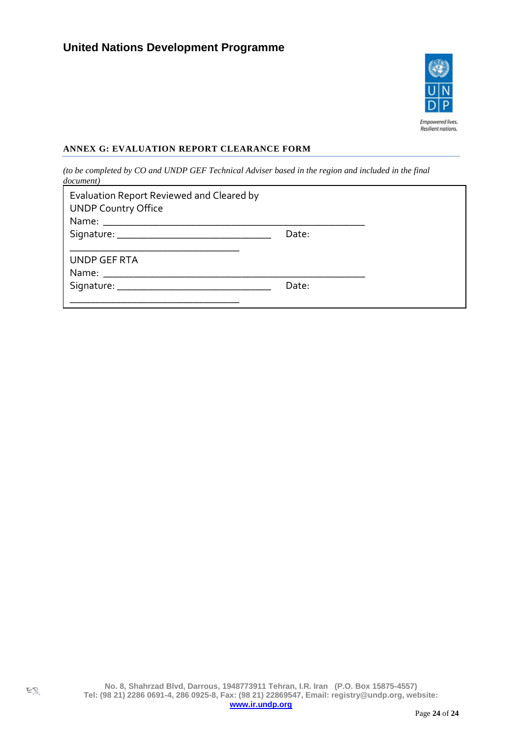## ANNEX G: EVALUATION REPORT CLEARANCE FORM

*(to be completed by CO and UNDP GEF Technical Adviser based in the region and included in the final document)*

Evaluation Report Reviewed and Cleared by
UNDP Country Office
Name: _______________________________________________
Signature: ______________________________ Date: _________________________________

UNDP GEF RTA
Name: _______________________________________________
Signature: ______________________________ Date: _________________________________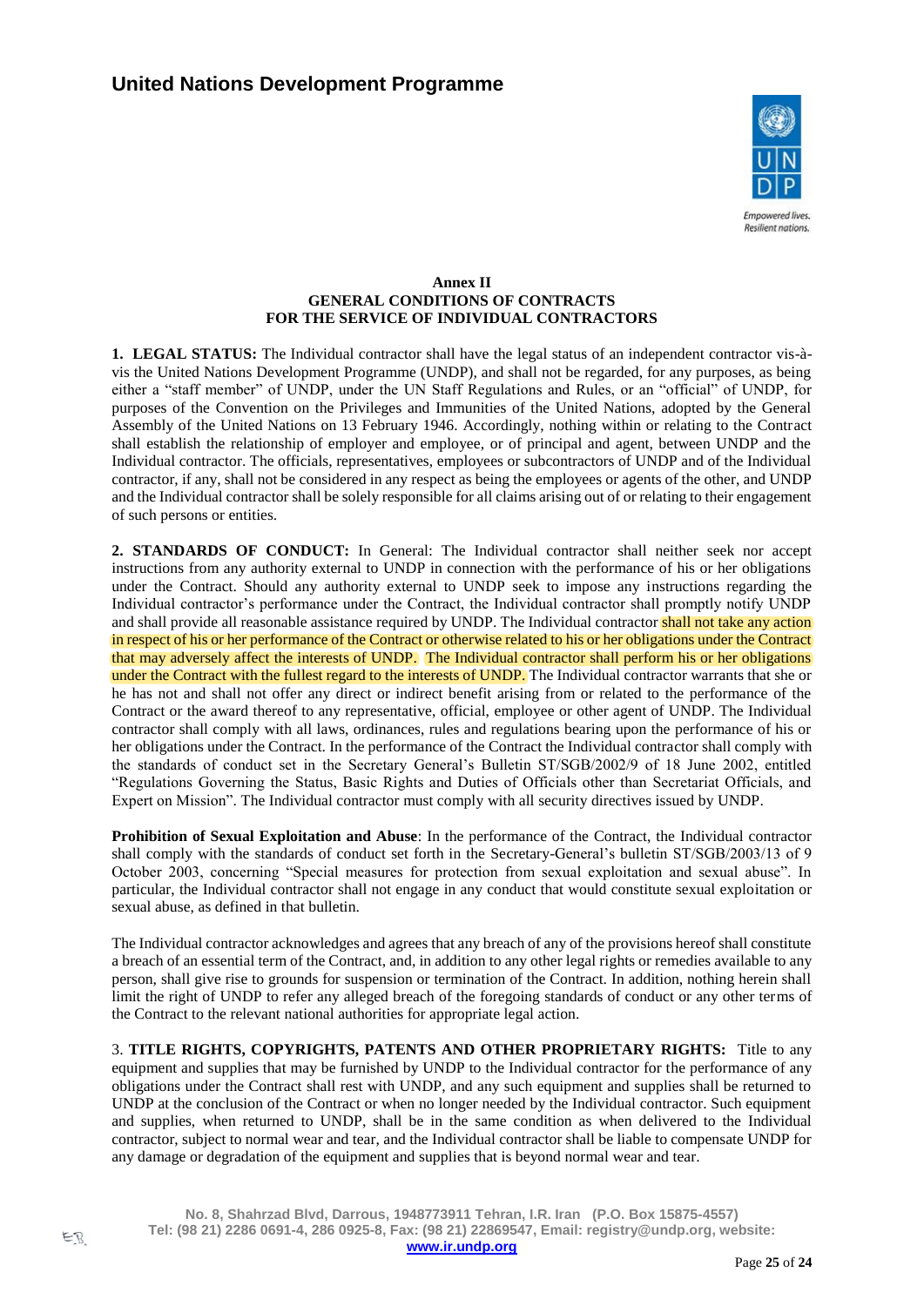**Annex II**
**GENERAL CONDITIONS OF CONTRACTS**
**FOR THE SERVICE OF INDIVIDUAL CONTRACTORS**

**1. LEGAL STATUS:** The Individual contractor shall have the legal status of an independent contractor vis-à-vis the United Nations Development Programme (UNDP), and shall not be regarded, for any purposes, as being either a "staff member" of UNDP, under the UN Staff Regulations and Rules, or an "official" of UNDP, for purposes of the Convention on the Privileges and Immunities of the United Nations, adopted by the General Assembly of the United Nations on 13 February 1946. Accordingly, nothing within or relating to the Contract shall establish the relationship of employer and employee, or of principal and agent, between UNDP and the Individual contractor. The officials, representatives, employees or subcontractors of UNDP and of the Individual contractor, if any, shall not be considered in any respect as being the employees or agents of the other, and UNDP and the Individual contractor shall be solely responsible for all claims arising out of or relating to their engagement of such persons or entities.

**2. STANDARDS OF CONDUCT:** In General: The Individual contractor shall neither seek nor accept instructions from any authority external to UNDP in connection with the performance of his or her obligations under the Contract. Should any authority external to UNDP seek to impose any instructions regarding the Individual contractor's performance under the Contract, the Individual contractor shall promptly notify UNDP and shall provide all reasonable assistance required by UNDP. The Individual contractor shall not take any action in respect of his or her performance of the Contract or otherwise related to his or her obligations under the Contract that may adversely affect the interests of UNDP. The Individual contractor shall perform his or her obligations under the Contract with the fullest regard to the interests of UNDP. The Individual contractor warrants that she or he has not and shall not offer any direct or indirect benefit arising from or related to the performance of the Contract or the award thereof to any representative, official, employee or other agent of UNDP. The Individual contractor shall comply with all laws, ordinances, rules and regulations bearing upon the performance of his or her obligations under the Contract. In the performance of the Contract the Individual contractor shall comply with the standards of conduct set in the Secretary General's Bulletin ST/SGB/2002/9 of 18 June 2002, entitled "Regulations Governing the Status, Basic Rights and Duties of Officials other than Secretariat Officials, and Expert on Mission". The Individual contractor must comply with all security directives issued by UNDP.

**Prohibition of Sexual Exploitation and Abuse**: In the performance of the Contract, the Individual contractor shall comply with the standards of conduct set forth in the Secretary-General's bulletin ST/SGB/2003/13 of 9 October 2003, concerning "Special measures for protection from sexual exploitation and sexual abuse". In particular, the Individual contractor shall not engage in any conduct that would constitute sexual exploitation or sexual abuse, as defined in that bulletin.

The Individual contractor acknowledges and agrees that any breach of any of the provisions hereof shall constitute a breach of an essential term of the Contract, and, in addition to any other legal rights or remedies available to any person, shall give rise to grounds for suspension or termination of the Contract. In addition, nothing herein shall limit the right of UNDP to refer any alleged breach of the foregoing standards of conduct or any other terms of the Contract to the relevant national authorities for appropriate legal action.

3. **TITLE RIGHTS, COPYRIGHTS, PATENTS AND OTHER PROPRIETARY RIGHTS:** Title to any equipment and supplies that may be furnished by UNDP to the Individual contractor for the performance of any obligations under the Contract shall rest with UNDP, and any such equipment and supplies shall be returned to UNDP at the conclusion of the Contract or when no longer needed by the Individual contractor. Such equipment and supplies, when returned to UNDP, shall be in the same condition as when delivered to the Individual contractor, subject to normal wear and tear, and the Individual contractor shall be liable to compensate UNDP for any damage or degradation of the equipment and supplies that is beyond normal wear and tear.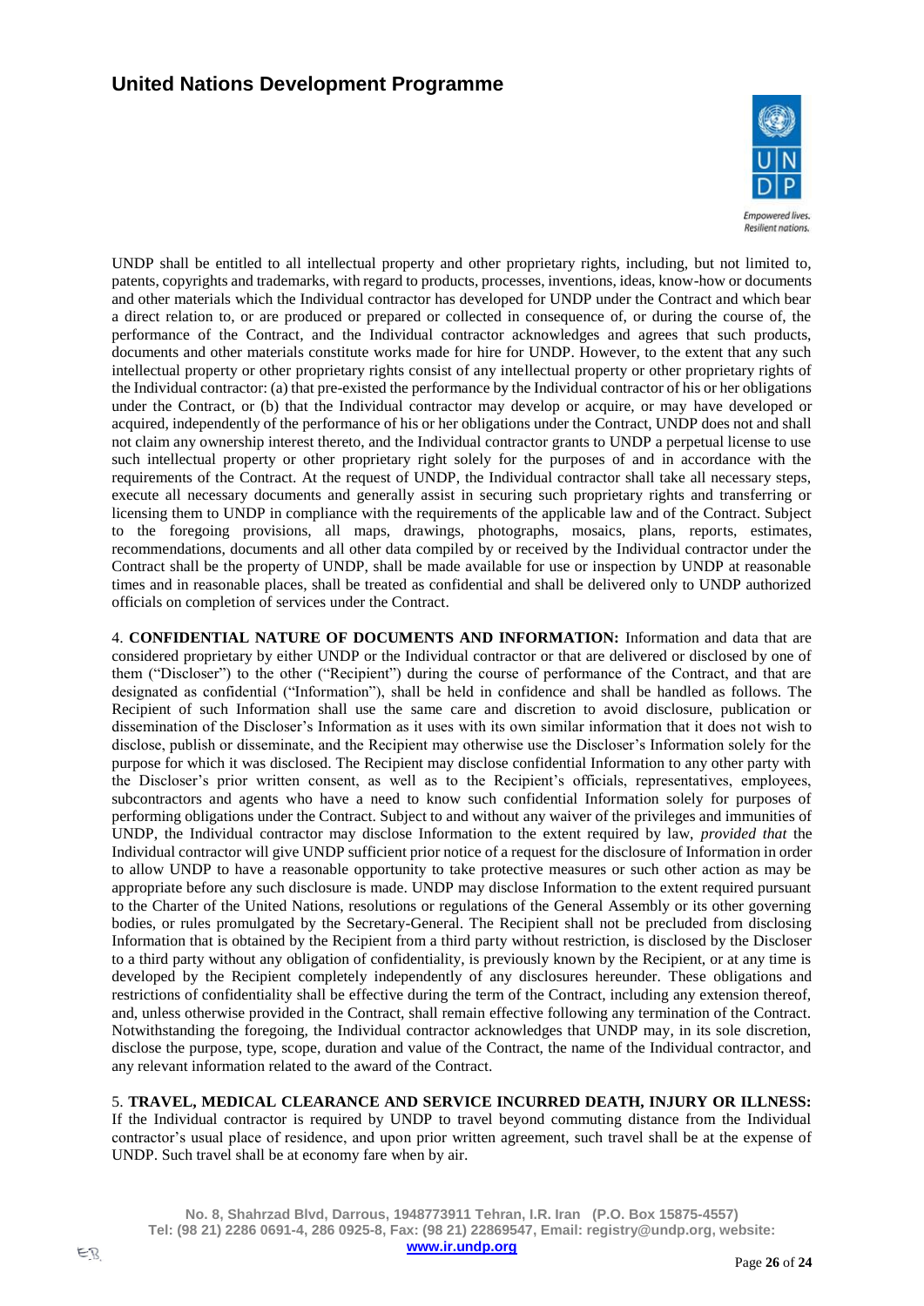UNDP shall be entitled to all intellectual property and other proprietary rights, including, but not limited to, patents, copyrights and trademarks, with regard to products, processes, inventions, ideas, know-how or documents and other materials which the Individual contractor has developed for UNDP under the Contract and which bear a direct relation to, or are produced or prepared or collected in consequence of, or during the course of, the performance of the Contract, and the Individual contractor acknowledges and agrees that such products, documents and other materials constitute works made for hire for UNDP. However, to the extent that any such intellectual property or other proprietary rights consist of any intellectual property or other proprietary rights of the Individual contractor: (a) that pre-existed the performance by the Individual contractor of his or her obligations under the Contract, or (b) that the Individual contractor may develop or acquire, or may have developed or acquired, independently of the performance of his or her obligations under the Contract, UNDP does not and shall not claim any ownership interest thereto, and the Individual contractor grants to UNDP a perpetual license to use such intellectual property or other proprietary right solely for the purposes of and in accordance with the requirements of the Contract. At the request of UNDP, the Individual contractor shall take all necessary steps, execute all necessary documents and generally assist in securing such proprietary rights and transferring or licensing them to UNDP in compliance with the requirements of the applicable law and of the Contract. Subject to the foregoing provisions, all maps, drawings, photographs, mosaics, plans, reports, estimates, recommendations, documents and all other data compiled by or received by the Individual contractor under the Contract shall be the property of UNDP, shall be made available for use or inspection by UNDP at reasonable times and in reasonable places, shall be treated as confidential and shall be delivered only to UNDP authorized officials on completion of services under the Contract.

4. **CONFIDENTIAL NATURE OF DOCUMENTS AND INFORMATION:** Information and data that are considered proprietary by either UNDP or the Individual contractor or that are delivered or disclosed by one of them ("Discloser") to the other ("Recipient") during the course of performance of the Contract, and that are designated as confidential ("Information"), shall be held in confidence and shall be handled as follows. The Recipient of such Information shall use the same care and discretion to avoid disclosure, publication or dissemination of the Discloser's Information as it uses with its own similar information that it does not wish to disclose, publish or disseminate, and the Recipient may otherwise use the Discloser's Information solely for the purpose for which it was disclosed. The Recipient may disclose confidential Information to any other party with the Discloser's prior written consent, as well as to the Recipient's officials, representatives, employees, subcontractors and agents who have a need to know such confidential Information solely for purposes of performing obligations under the Contract. Subject to and without any waiver of the privileges and immunities of UNDP, the Individual contractor may disclose Information to the extent required by law, *provided that* the Individual contractor will give UNDP sufficient prior notice of a request for the disclosure of Information in order to allow UNDP to have a reasonable opportunity to take protective measures or such other action as may be appropriate before any such disclosure is made. UNDP may disclose Information to the extent required pursuant to the Charter of the United Nations, resolutions or regulations of the General Assembly or its other governing bodies, or rules promulgated by the Secretary-General. The Recipient shall not be precluded from disclosing Information that is obtained by the Recipient from a third party without restriction, is disclosed by the Discloser to a third party without any obligation of confidentiality, is previously known by the Recipient, or at any time is developed by the Recipient completely independently of any disclosures hereunder. These obligations and restrictions of confidentiality shall be effective during the term of the Contract, including any extension thereof, and, unless otherwise provided in the Contract, shall remain effective following any termination of the Contract. Notwithstanding the foregoing, the Individual contractor acknowledges that UNDP may, in its sole discretion, disclose the purpose, type, scope, duration and value of the Contract, the name of the Individual contractor, and any relevant information related to the award of the Contract.

5. **TRAVEL, MEDICAL CLEARANCE AND SERVICE INCURRED DEATH, INJURY OR ILLNESS:** If the Individual contractor is required by UNDP to travel beyond commuting distance from the Individual contractor's usual place of residence, and upon prior written agreement, such travel shall be at the expense of UNDP. Such travel shall be at economy fare when by air.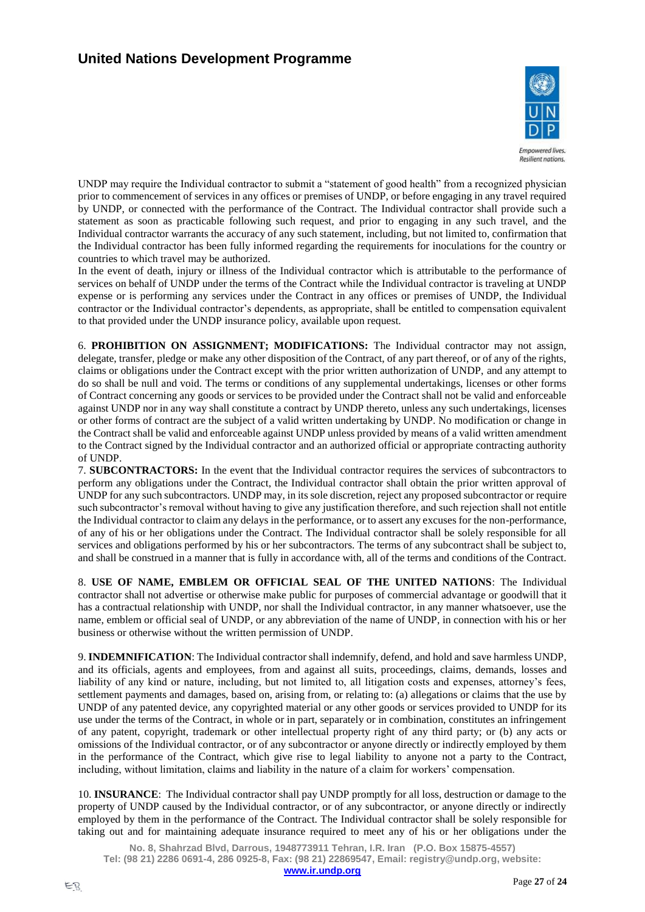UNDP may require the Individual contractor to submit a "statement of good health" from a recognized physician prior to commencement of services in any offices or premises of UNDP, or before engaging in any travel required by UNDP, or connected with the performance of the Contract. The Individual contractor shall provide such a statement as soon as practicable following such request, and prior to engaging in any such travel, and the Individual contractor warrants the accuracy of any such statement, including, but not limited to, confirmation that the Individual contractor has been fully informed regarding the requirements for inoculations for the country or countries to which travel may be authorized.
In the event of death, injury or illness of the Individual contractor which is attributable to the performance of services on behalf of UNDP under the terms of the Contract while the Individual contractor is traveling at UNDP expense or is performing any services under the Contract in any offices or premises of UNDP, the Individual contractor or the Individual contractor's dependents, as appropriate, shall be entitled to compensation equivalent to that provided under the UNDP insurance policy, available upon request.

6. **PROHIBITION ON ASSIGNMENT; MODIFICATIONS:** The Individual contractor may not assign, delegate, transfer, pledge or make any other disposition of the Contract, of any part thereof, or of any of the rights, claims or obligations under the Contract except with the prior written authorization of UNDP, and any attempt to do so shall be null and void. The terms or conditions of any supplemental undertakings, licenses or other forms of Contract concerning any goods or services to be provided under the Contract shall not be valid and enforceable against UNDP nor in any way shall constitute a contract by UNDP thereto, unless any such undertakings, licenses or other forms of contract are the subject of a valid written undertaking by UNDP. No modification or change in the Contract shall be valid and enforceable against UNDP unless provided by means of a valid written amendment to the Contract signed by the Individual contractor and an authorized official or appropriate contracting authority of UNDP.
7. **SUBCONTRACTORS:** In the event that the Individual contractor requires the services of subcontractors to perform any obligations under the Contract, the Individual contractor shall obtain the prior written approval of UNDP for any such subcontractors. UNDP may, in its sole discretion, reject any proposed subcontractor or require such subcontractor's removal without having to give any justification therefore, and such rejection shall not entitle the Individual contractor to claim any delays in the performance, or to assert any excuses for the non-performance, of any of his or her obligations under the Contract. The Individual contractor shall be solely responsible for all services and obligations performed by his or her subcontractors. The terms of any subcontract shall be subject to, and shall be construed in a manner that is fully in accordance with, all of the terms and conditions of the Contract.

8. **USE OF NAME, EMBLEM OR OFFICIAL SEAL OF THE UNITED NATIONS**: The Individual contractor shall not advertise or otherwise make public for purposes of commercial advantage or goodwill that it has a contractual relationship with UNDP, nor shall the Individual contractor, in any manner whatsoever, use the name, emblem or official seal of UNDP, or any abbreviation of the name of UNDP, in connection with his or her business or otherwise without the written permission of UNDP.

9. **INDEMNIFICATION**: The Individual contractor shall indemnify, defend, and hold and save harmless UNDP, and its officials, agents and employees, from and against all suits, proceedings, claims, demands, losses and liability of any kind or nature, including, but not limited to, all litigation costs and expenses, attorney's fees, settlement payments and damages, based on, arising from, or relating to: (a) allegations or claims that the use by UNDP of any patented device, any copyrighted material or any other goods or services provided to UNDP for its use under the terms of the Contract, in whole or in part, separately or in combination, constitutes an infringement of any patent, copyright, trademark or other intellectual property right of any third party; or (b) any acts or omissions of the Individual contractor, or of any subcontractor or anyone directly or indirectly employed by them in the performance of the Contract, which give rise to legal liability to anyone not a party to the Contract, including, without limitation, claims and liability in the nature of a claim for workers' compensation.

10. **INSURANCE**: The Individual contractor shall pay UNDP promptly for all loss, destruction or damage to the property of UNDP caused by the Individual contractor, or of any subcontractor, or anyone directly or indirectly employed by them in the performance of the Contract. The Individual contractor shall be solely responsible for taking out and for maintaining adequate insurance required to meet any of his or her obligations under the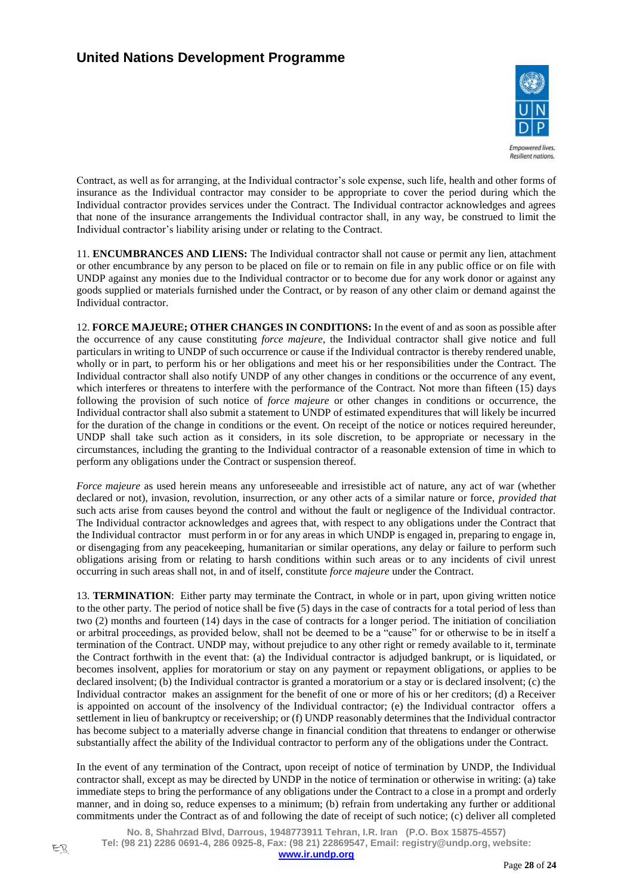Contract, as well as for arranging, at the Individual contractor's sole expense, such life, health and other forms of insurance as the Individual contractor may consider to be appropriate to cover the period during which the Individual contractor provides services under the Contract. The Individual contractor acknowledges and agrees that none of the insurance arrangements the Individual contractor shall, in any way, be construed to limit the Individual contractor's liability arising under or relating to the Contract.

11. **ENCUMBRANCES AND LIENS:** The Individual contractor shall not cause or permit any lien, attachment or other encumbrance by any person to be placed on file or to remain on file in any public office or on file with UNDP against any monies due to the Individual contractor or to become due for any work donor or against any goods supplied or materials furnished under the Contract, or by reason of any other claim or demand against the Individual contractor.

12. **FORCE MAJEURE; OTHER CHANGES IN CONDITIONS:** In the event of and as soon as possible after the occurrence of any cause constituting *force majeure*, the Individual contractor shall give notice and full particulars in writing to UNDP of such occurrence or cause if the Individual contractor is thereby rendered unable, wholly or in part, to perform his or her obligations and meet his or her responsibilities under the Contract. The Individual contractor shall also notify UNDP of any other changes in conditions or the occurrence of any event, which interferes or threatens to interfere with the performance of the Contract. Not more than fifteen (15) days following the provision of such notice of *force majeure* or other changes in conditions or occurrence, the Individual contractor shall also submit a statement to UNDP of estimated expenditures that will likely be incurred for the duration of the change in conditions or the event. On receipt of the notice or notices required hereunder, UNDP shall take such action as it considers, in its sole discretion, to be appropriate or necessary in the circumstances, including the granting to the Individual contractor of a reasonable extension of time in which to perform any obligations under the Contract or suspension thereof.

*Force majeure* as used herein means any unforeseeable and irresistible act of nature, any act of war (whether declared or not), invasion, revolution, insurrection, or any other acts of a similar nature or force, *provided that* such acts arise from causes beyond the control and without the fault or negligence of the Individual contractor. The Individual contractor acknowledges and agrees that, with respect to any obligations under the Contract that the Individual contractor must perform in or for any areas in which UNDP is engaged in, preparing to engage in, or disengaging from any peacekeeping, humanitarian or similar operations, any delay or failure to perform such obligations arising from or relating to harsh conditions within such areas or to any incidents of civil unrest occurring in such areas shall not, in and of itself, constitute *force majeure* under the Contract.

13. **TERMINATION**: Either party may terminate the Contract, in whole or in part, upon giving written notice to the other party. The period of notice shall be five (5) days in the case of contracts for a total period of less than two (2) months and fourteen (14) days in the case of contracts for a longer period. The initiation of conciliation or arbitral proceedings, as provided below, shall not be deemed to be a "cause" for or otherwise to be in itself a termination of the Contract. UNDP may, without prejudice to any other right or remedy available to it, terminate the Contract forthwith in the event that: (a) the Individual contractor is adjudged bankrupt, or is liquidated, or becomes insolvent, applies for moratorium or stay on any payment or repayment obligations, or applies to be declared insolvent; (b) the Individual contractor is granted a moratorium or a stay or is declared insolvent; (c) the Individual contractor makes an assignment for the benefit of one or more of his or her creditors; (d) a Receiver is appointed on account of the insolvency of the Individual contractor; (e) the Individual contractor offers a settlement in lieu of bankruptcy or receivership; or (f) UNDP reasonably determines that the Individual contractor has become subject to a materially adverse change in financial condition that threatens to endanger or otherwise substantially affect the ability of the Individual contractor to perform any of the obligations under the Contract.

In the event of any termination of the Contract, upon receipt of notice of termination by UNDP, the Individual contractor shall, except as may be directed by UNDP in the notice of termination or otherwise in writing: (a) take immediate steps to bring the performance of any obligations under the Contract to a close in a prompt and orderly manner, and in doing so, reduce expenses to a minimum; (b) refrain from undertaking any further or additional commitments under the Contract as of and following the date of receipt of such notice; (c) deliver all completed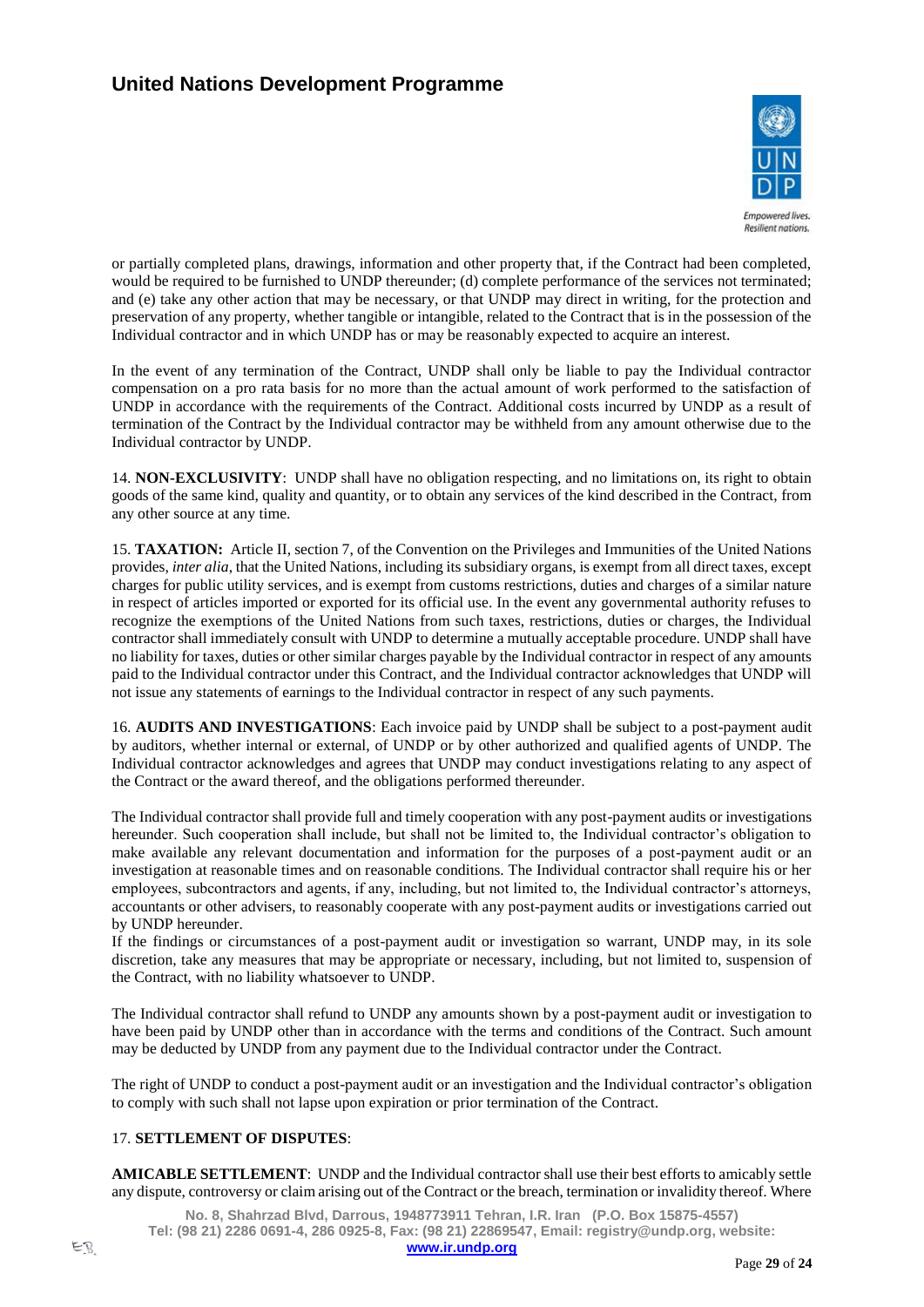or partially completed plans, drawings, information and other property that, if the Contract had been completed, would be required to be furnished to UNDP thereunder; (d) complete performance of the services not terminated; and (e) take any other action that may be necessary, or that UNDP may direct in writing, for the protection and preservation of any property, whether tangible or intangible, related to the Contract that is in the possession of the Individual contractor and in which UNDP has or may be reasonably expected to acquire an interest.

In the event of any termination of the Contract, UNDP shall only be liable to pay the Individual contractor compensation on a pro rata basis for no more than the actual amount of work performed to the satisfaction of UNDP in accordance with the requirements of the Contract. Additional costs incurred by UNDP as a result of termination of the Contract by the Individual contractor may be withheld from any amount otherwise due to the Individual contractor by UNDP.

14. **NON-EXCLUSIVITY**: UNDP shall have no obligation respecting, and no limitations on, its right to obtain goods of the same kind, quality and quantity, or to obtain any services of the kind described in the Contract, from any other source at any time.

15. **TAXATION:** Article II, section 7, of the Convention on the Privileges and Immunities of the United Nations provides, *inter alia*, that the United Nations, including its subsidiary organs, is exempt from all direct taxes, except charges for public utility services, and is exempt from customs restrictions, duties and charges of a similar nature in respect of articles imported or exported for its official use. In the event any governmental authority refuses to recognize the exemptions of the United Nations from such taxes, restrictions, duties or charges, the Individual contractor shall immediately consult with UNDP to determine a mutually acceptable procedure. UNDP shall have no liability for taxes, duties or other similar charges payable by the Individual contractor in respect of any amounts paid to the Individual contractor under this Contract, and the Individual contractor acknowledges that UNDP will not issue any statements of earnings to the Individual contractor in respect of any such payments.

16. **AUDITS AND INVESTIGATIONS**: Each invoice paid by UNDP shall be subject to a post-payment audit by auditors, whether internal or external, of UNDP or by other authorized and qualified agents of UNDP. The Individual contractor acknowledges and agrees that UNDP may conduct investigations relating to any aspect of the Contract or the award thereof, and the obligations performed thereunder.

The Individual contractor shall provide full and timely cooperation with any post-payment audits or investigations hereunder. Such cooperation shall include, but shall not be limited to, the Individual contractor's obligation to make available any relevant documentation and information for the purposes of a post-payment audit or an investigation at reasonable times and on reasonable conditions. The Individual contractor shall require his or her employees, subcontractors and agents, if any, including, but not limited to, the Individual contractor's attorneys, accountants or other advisers, to reasonably cooperate with any post-payment audits or investigations carried out by UNDP hereunder.

If the findings or circumstances of a post-payment audit or investigation so warrant, UNDP may, in its sole discretion, take any measures that may be appropriate or necessary, including, but not limited to, suspension of the Contract, with no liability whatsoever to UNDP.

The Individual contractor shall refund to UNDP any amounts shown by a post-payment audit or investigation to have been paid by UNDP other than in accordance with the terms and conditions of the Contract. Such amount may be deducted by UNDP from any payment due to the Individual contractor under the Contract.

The right of UNDP to conduct a post-payment audit or an investigation and the Individual contractor's obligation to comply with such shall not lapse upon expiration or prior termination of the Contract.

17. **SETTLEMENT OF DISPUTES**:

**AMICABLE SETTLEMENT**: UNDP and the Individual contractor shall use their best efforts to amicably settle any dispute, controversy or claim arising out of the Contract or the breach, termination or invalidity thereof. Where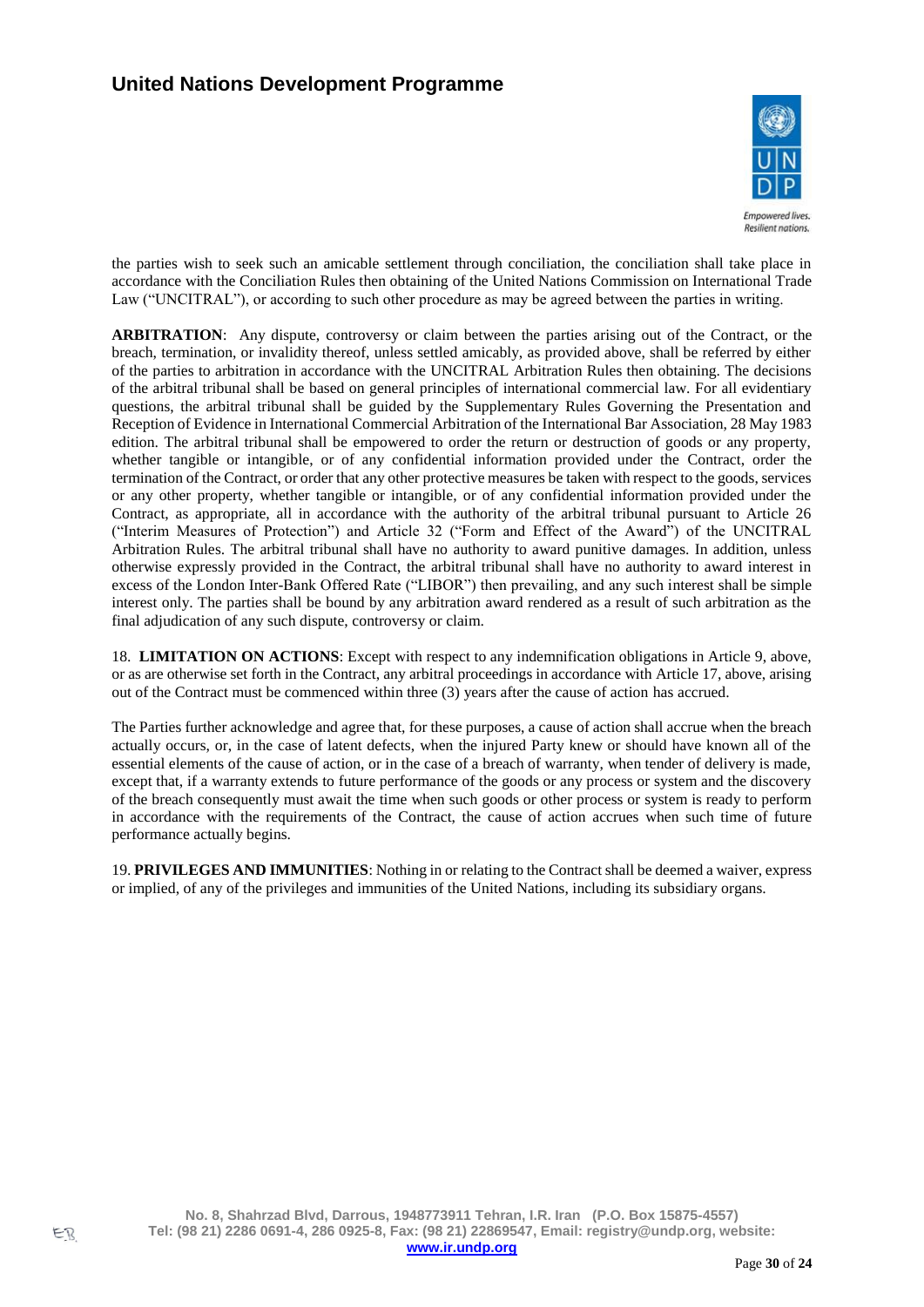the parties wish to seek such an amicable settlement through conciliation, the conciliation shall take place in accordance with the Conciliation Rules then obtaining of the United Nations Commission on International Trade Law ("UNCITRAL"), or according to such other procedure as may be agreed between the parties in writing.

**ARBITRATION**: Any dispute, controversy or claim between the parties arising out of the Contract, or the breach, termination, or invalidity thereof, unless settled amicably, as provided above, shall be referred by either of the parties to arbitration in accordance with the UNCITRAL Arbitration Rules then obtaining. The decisions of the arbitral tribunal shall be based on general principles of international commercial law. For all evidentiary questions, the arbitral tribunal shall be guided by the Supplementary Rules Governing the Presentation and Reception of Evidence in International Commercial Arbitration of the International Bar Association, 28 May 1983 edition. The arbitral tribunal shall be empowered to order the return or destruction of goods or any property, whether tangible or intangible, or of any confidential information provided under the Contract, order the termination of the Contract, or order that any other protective measures be taken with respect to the goods, services or any other property, whether tangible or intangible, or of any confidential information provided under the Contract, as appropriate, all in accordance with the authority of the arbitral tribunal pursuant to Article 26 ("Interim Measures of Protection") and Article 32 ("Form and Effect of the Award") of the UNCITRAL Arbitration Rules. The arbitral tribunal shall have no authority to award punitive damages. In addition, unless otherwise expressly provided in the Contract, the arbitral tribunal shall have no authority to award interest in excess of the London Inter-Bank Offered Rate ("LIBOR") then prevailing, and any such interest shall be simple interest only. The parties shall be bound by any arbitration award rendered as a result of such arbitration as the final adjudication of any such dispute, controversy or claim.

18. **LIMITATION ON ACTIONS**: Except with respect to any indemnification obligations in Article 9, above, or as are otherwise set forth in the Contract, any arbitral proceedings in accordance with Article 17, above, arising out of the Contract must be commenced within three (3) years after the cause of action has accrued.

The Parties further acknowledge and agree that, for these purposes, a cause of action shall accrue when the breach actually occurs, or, in the case of latent defects, when the injured Party knew or should have known all of the essential elements of the cause of action, or in the case of a breach of warranty, when tender of delivery is made, except that, if a warranty extends to future performance of the goods or any process or system and the discovery of the breach consequently must await the time when such goods or other process or system is ready to perform in accordance with the requirements of the Contract, the cause of action accrues when such time of future performance actually begins.

19. **PRIVILEGES AND IMMUNITIES**: Nothing in or relating to the Contract shall be deemed a waiver, express or implied, of any of the privileges and immunities of the United Nations, including its subsidiary organs.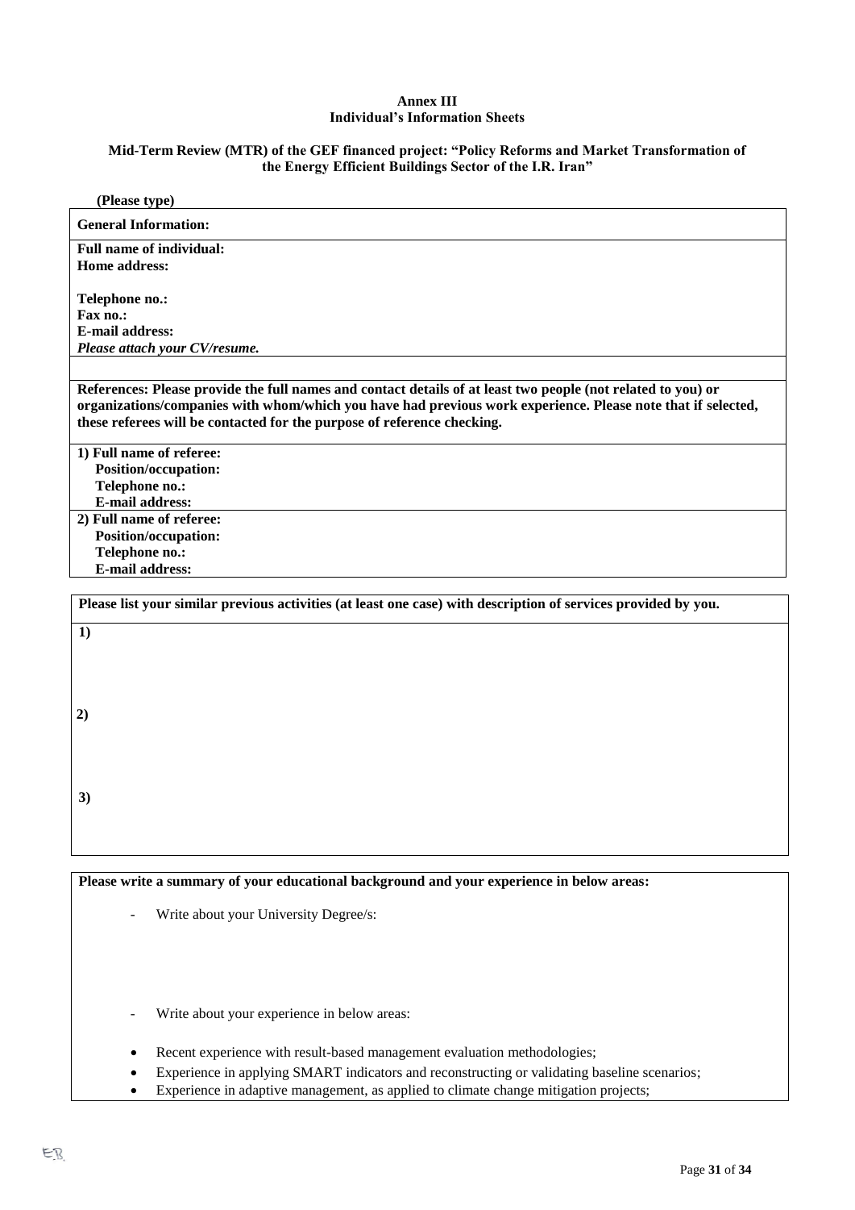**Annex III**
**Individual's Information Sheets**

**Mid-Term Review (MTR) of the GEF financed project: "Policy Reforms and Market Transformation of the Energy Efficient Buildings Sector of the I.R. Iran"**

**(Please type)**

**General Information:**

**Full name of individual:**
**Home address:**

**Telephone no.:**
**Fax no.:**
**E-mail address:**
***Please attach your CV/resume.***

**References: Please provide the full names and contact details of at least two people (not related to you) or organizations/companies with whom/which you have had previous work experience. Please note that if selected, these referees will be contacted for the purpose of reference checking.**

**1) Full name of referee:**
**Position/occupation:**
**Telephone no.:**
**E-mail address:**

**2) Full name of referee:**
**Position/occupation:**
**Telephone no.:**
**E-mail address:**

**Please list your similar previous activities (at least one case) with description of services provided by you.**

**1)**

**2)**

**3)**

**Please write a summary of your educational background and your experience in below areas:**

- Write about your University Degree/s:

- Write about your experience in below areas:

- Recent experience with result-based management evaluation methodologies;
- Experience in applying SMART indicators and reconstructing or validating baseline scenarios;
- Experience in adaptive management, as applied to climate change mitigation projects;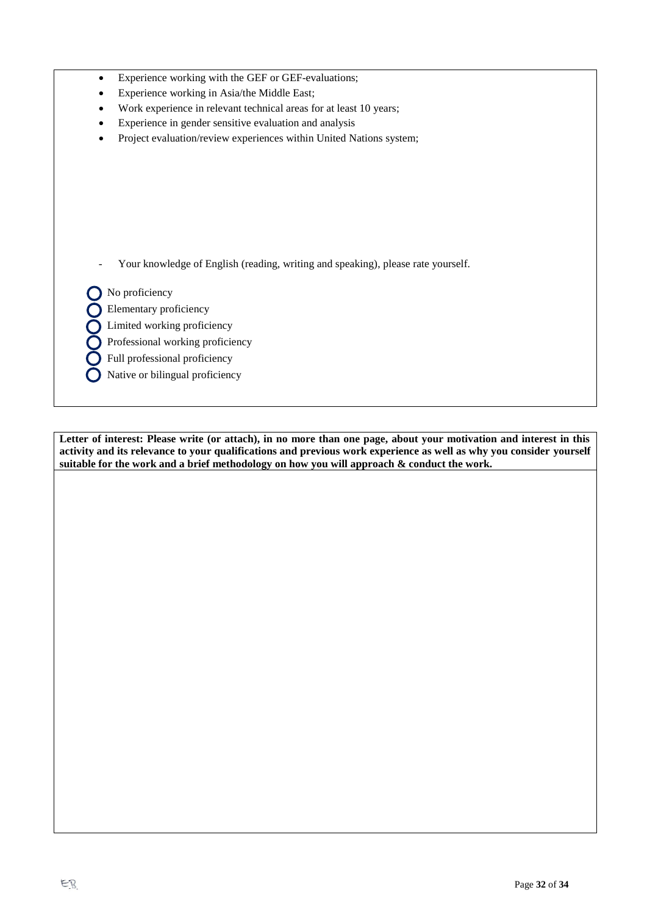- Experience working with the GEF or GEF-evaluations;
- Experience working in Asia/the Middle East;
- Work experience in relevant technical areas for at least 10 years;
- Experience in gender sensitive evaluation and analysis
- Project evaluation/review experiences within United Nations system;

- Your knowledge of English (reading, writing and speaking), please rate yourself.

○ No proficiency
○ Elementary proficiency
○ Limited working proficiency
○ Professional working proficiency
○ Full professional proficiency
○ Native or bilingual proficiency

**Letter of interest: Please write (or attach), in no more than one page, about your motivation and interest in this activity and its relevance to your qualifications and previous work experience as well as why you consider yourself suitable for the work and a brief methodology on how you will approach & conduct the work.**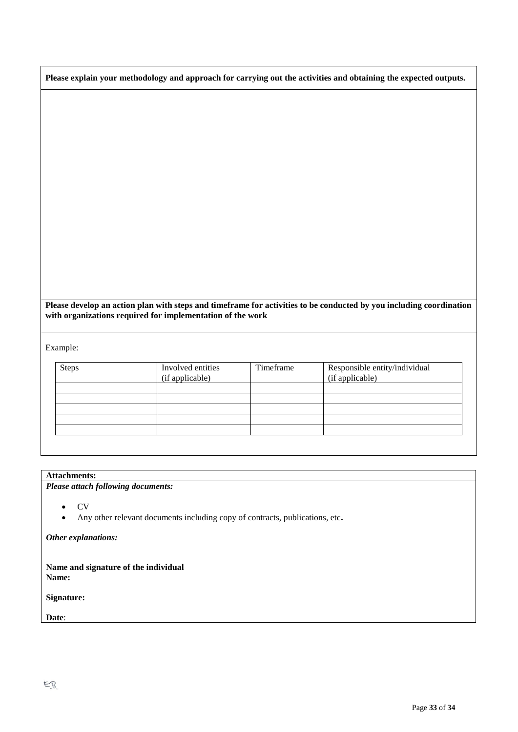**Please explain your methodology and approach for carrying out the activities and obtaining the expected outputs.**

**Please develop an action plan with steps and timeframe for activities to be conducted by you including coordination with organizations required for implementation of the work**

Example:

| Steps | Involved entities (if applicable) | Timeframe | Responsible entity/individual (if applicable) |
|---|---|---|---|
| | | | |
| | | | |
| | | | |
| | | | |
| | | | |

**Attachments:**

***Please attach following documents:***

- CV
- Any other relevant documents including copy of contracts, publications, etc**.**

***Other explanations:***

**Name and signature of the individual**
**Name:**

**Signature:**

**Date**:

E.B.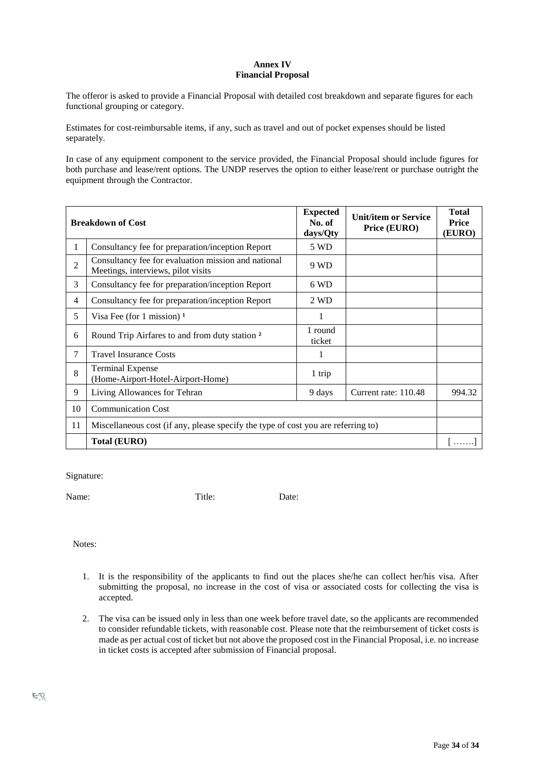**Annex IV**
**Financial Proposal**

The offeror is asked to provide a Financial Proposal with detailed cost breakdown and separate figures for each functional grouping or category.

Estimates for cost-reimbursable items, if any, such as travel and out of pocket expenses should be listed separately.

In case of any equipment component to the service provided, the Financial Proposal should include figures for both purchase and lease/rent options. The UNDP reserves the option to either lease/rent or purchase outright the equipment through the Contractor.

| Breakdown of Cost | | Expected No. of days/Qty | Unit/item or Service Price (EURO) | Total Price (EURO) |
|---|---|---|---|---|
| 1 | Consultancy fee for preparation/inception Report | 5 WD | | |
| 2 | Consultancy fee for evaluation mission and national Meetings, interviews, pilot visits | 9 WD | | |
| 3 | Consultancy fee for preparation/inception Report | 6 WD | | |
| 4 | Consultancy fee for preparation/inception Report | 2 WD | | |
| 5 | Visa Fee (for 1 mission) [1] | 1 | | |
| 6 | Round Trip Airfares to and from duty station [2] | 1 round ticket | | |
| 7 | Travel Insurance Costs | 1 | | |
| 8 | Terminal Expense (Home-Airport-Hotel-Airport-Home) | 1 trip | | |
| 9 | Living Allowances for Tehran | 9 days | Current rate: 110.48 | 994.32 |
| 10 | Communication Cost | | | |
| 11 | Miscellaneous cost (if any, please specify the type of cost you are referring to) | | | |
| | **Total (EURO)** | | | [ …….] |

Signature:

Name: Title: Date:

Notes:

1. It is the responsibility of the applicants to find out the places she/he can collect her/his visa. After submitting the proposal, no increase in the cost of visa or associated costs for collecting the visa is accepted.
2. The visa can be issued only in less than one week before travel date, so the applicants are recommended to consider refundable tickets, with reasonable cost. Please note that the reimbursement of ticket costs is made as per actual cost of ticket but not above the proposed cost in the Financial Proposal, i.e. no increase in ticket costs is accepted after submission of Financial proposal.

E.B.